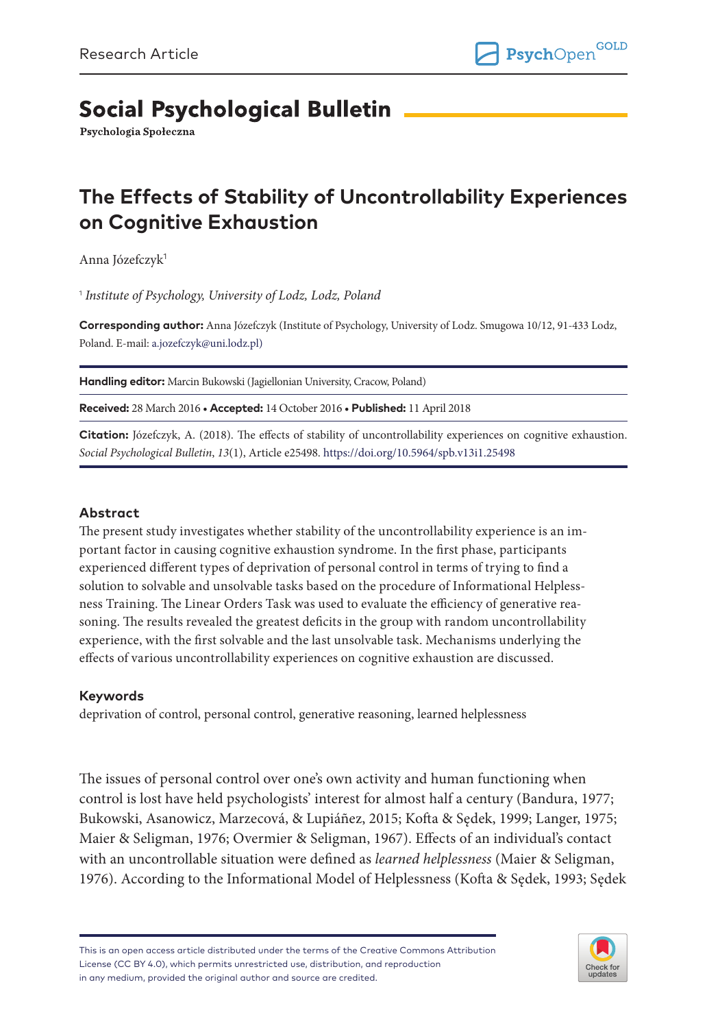Research Article

# Social Psychological Bulletin

**Psychologia Społeczna**

## The Effects of Stability of Uncontrollability Experiences on Cognitive Exhaustion

Anna Józefczyk[1]

[1] *Institute of Psychology, University of Lodz, Lodz, Poland*

**Corresponding author:** Anna Józefczyk (Institute of Psychology, University of Lodz. Smugowa 10/12, 91-433 Lodz, Poland. E-mail: a.jozefczyk@uni.lodz.pl)

**Handling editor:** Marcin Bukowski (Jagiellonian University, Cracow, Poland)

**Received:** 28 March 2016 • **Accepted:** 14 October 2016 • **Published:** 11 April 2018

**Citation:** Józefczyk, A. (2018). The effects of stability of uncontrollability experiences on cognitive exhaustion. *Social Psychological Bulletin*, *13*(1), Article e25498. https://doi.org/10.5964/spb.v13i1.25498

### Abstract

The present study investigates whether stability of the uncontrollability experience is an important factor in causing cognitive exhaustion syndrome. In the first phase, participants experienced different types of deprivation of personal control in terms of trying to find a solution to solvable and unsolvable tasks based on the procedure of Informational Helplessness Training. The Linear Orders Task was used to evaluate the efficiency of generative reasoning. The results revealed the greatest deficits in the group with random uncontrollability experience, with the first solvable and the last unsolvable task. Mechanisms underlying the effects of various uncontrollability experiences on cognitive exhaustion are discussed.

### Keywords

deprivation of control, personal control, generative reasoning, learned helplessness

The issues of personal control over one's own activity and human functioning when control is lost have held psychologists' interest for almost half a century (Bandura, 1977; Bukowski, Asanowicz, Marzecová, & Lupiáñez, 2015; Kofta & Sędek, 1999; Langer, 1975; Maier & Seligman, 1976; Overmier & Seligman, 1967). Effects of an individual's contact with an uncontrollable situation were defined as *learned helplessness* (Maier & Seligman, 1976). According to the Informational Model of Helplessness (Kofta & Sędek, 1993; Sędek

This is an open access article distributed under the terms of the Creative Commons Attribution License (CC BY 4.0), which permits unrestricted use, distribution, and reproduction in any medium, provided the original author and source are credited.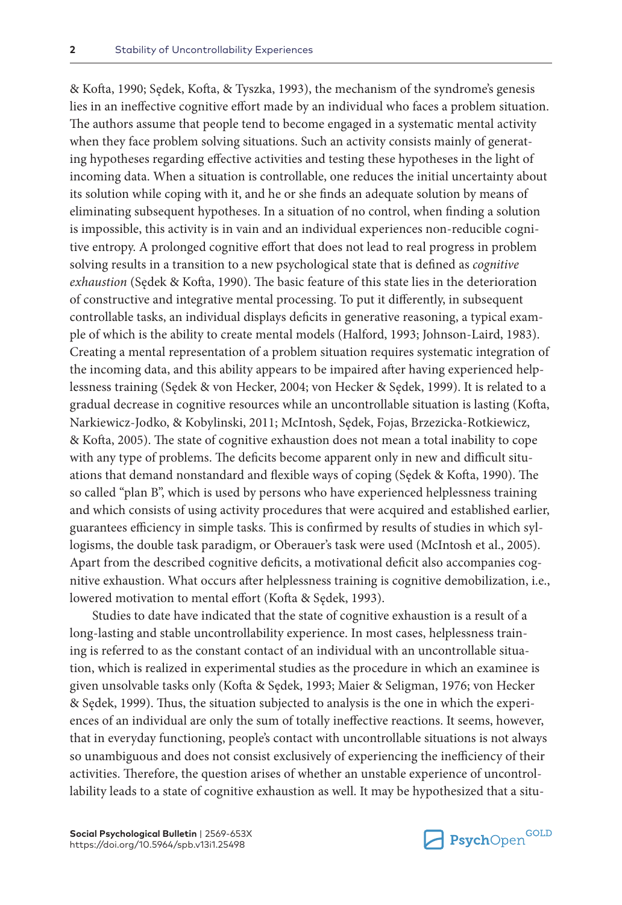& Kofta, 1990; Sędek, Kofta, & Tyszka, 1993), the mechanism of the syndrome's genesis lies in an ineffective cognitive effort made by an individual who faces a problem situation. The authors assume that people tend to become engaged in a systematic mental activity when they face problem solving situations. Such an activity consists mainly of generating hypotheses regarding effective activities and testing these hypotheses in the light of incoming data. When a situation is controllable, one reduces the initial uncertainty about its solution while coping with it, and he or she finds an adequate solution by means of eliminating subsequent hypotheses. In a situation of no control, when finding a solution is impossible, this activity is in vain and an individual experiences non-reducible cognitive entropy. A prolonged cognitive effort that does not lead to real progress in problem solving results in a transition to a new psychological state that is defined as *cognitive exhaustion* (Sędek & Kofta, 1990). The basic feature of this state lies in the deterioration of constructive and integrative mental processing. To put it differently, in subsequent controllable tasks, an individual displays deficits in generative reasoning, a typical example of which is the ability to create mental models (Halford, 1993; Johnson-Laird, 1983). Creating a mental representation of a problem situation requires systematic integration of the incoming data, and this ability appears to be impaired after having experienced helplessness training (Sędek & von Hecker, 2004; von Hecker & Sędek, 1999). It is related to a gradual decrease in cognitive resources while an uncontrollable situation is lasting (Kofta, Narkiewicz-Jodko, & Kobylinski, 2011; McIntosh, Sędek, Fojas, Brzezicka-Rotkiewicz, & Kofta, 2005). The state of cognitive exhaustion does not mean a total inability to cope with any type of problems. The deficits become apparent only in new and difficult situations that demand nonstandard and flexible ways of coping (Sędek & Kofta, 1990). The so called "plan B", which is used by persons who have experienced helplessness training and which consists of using activity procedures that were acquired and established earlier, guarantees efficiency in simple tasks. This is confirmed by results of studies in which syllogisms, the double task paradigm, or Oberauer's task were used (McIntosh et al., 2005). Apart from the described cognitive deficits, a motivational deficit also accompanies cognitive exhaustion. What occurs after helplessness training is cognitive demobilization, i.e., lowered motivation to mental effort (Kofta & Sędek, 1993).

Studies to date have indicated that the state of cognitive exhaustion is a result of a long-lasting and stable uncontrollability experience. In most cases, helplessness training is referred to as the constant contact of an individual with an uncontrollable situation, which is realized in experimental studies as the procedure in which an examinee is given unsolvable tasks only (Kofta & Sędek, 1993; Maier & Seligman, 1976; von Hecker & Sędek, 1999). Thus, the situation subjected to analysis is the one in which the experiences of an individual are only the sum of totally ineffective reactions. It seems, however, that in everyday functioning, people's contact with uncontrollable situations is not always so unambiguous and does not consist exclusively of experiencing the inefficiency of their activities. Therefore, the question arises of whether an unstable experience of uncontrollability leads to a state of cognitive exhaustion as well. It may be hypothesized that a situ-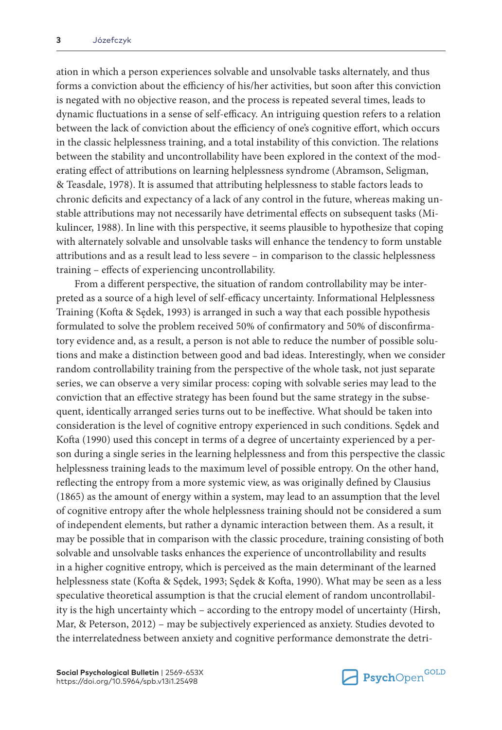ation in which a person experiences solvable and unsolvable tasks alternately, and thus forms a conviction about the efficiency of his/her activities, but soon after this conviction is negated with no objective reason, and the process is repeated several times, leads to dynamic fluctuations in a sense of self-efficacy. An intriguing question refers to a relation between the lack of conviction about the efficiency of one's cognitive effort, which occurs in the classic helplessness training, and a total instability of this conviction. The relations between the stability and uncontrollability have been explored in the context of the moderating effect of attributions on learning helplessness syndrome (Abramson, Seligman, & Teasdale, 1978). It is assumed that attributing helplessness to stable factors leads to chronic deficits and expectancy of a lack of any control in the future, whereas making unstable attributions may not necessarily have detrimental effects on subsequent tasks (Mikulincer, 1988). In line with this perspective, it seems plausible to hypothesize that coping with alternately solvable and unsolvable tasks will enhance the tendency to form unstable attributions and as a result lead to less severe – in comparison to the classic helplessness training – effects of experiencing uncontrollability.

From a different perspective, the situation of random controllability may be interpreted as a source of a high level of self-efficacy uncertainty. Informational Helplessness Training (Kofta & Sędek, 1993) is arranged in such a way that each possible hypothesis formulated to solve the problem received 50% of confirmatory and 50% of disconfirmatory evidence and, as a result, a person is not able to reduce the number of possible solutions and make a distinction between good and bad ideas. Interestingly, when we consider random controllability training from the perspective of the whole task, not just separate series, we can observe a very similar process: coping with solvable series may lead to the conviction that an effective strategy has been found but the same strategy in the subsequent, identically arranged series turns out to be ineffective. What should be taken into consideration is the level of cognitive entropy experienced in such conditions. Sędek and Kofta (1990) used this concept in terms of a degree of uncertainty experienced by a person during a single series in the learning helplessness and from this perspective the classic helplessness training leads to the maximum level of possible entropy. On the other hand, reflecting the entropy from a more systemic view, as was originally defined by Clausius (1865) as the amount of energy within a system, may lead to an assumption that the level of cognitive entropy after the whole helplessness training should not be considered a sum of independent elements, but rather a dynamic interaction between them. As a result, it may be possible that in comparison with the classic procedure, training consisting of both solvable and unsolvable tasks enhances the experience of uncontrollability and results in a higher cognitive entropy, which is perceived as the main determinant of the learned helplessness state (Kofta & Sędek, 1993; Sędek & Kofta, 1990). What may be seen as a less speculative theoretical assumption is that the crucial element of random uncontrollability is the high uncertainty which – according to the entropy model of uncertainty (Hirsh, Mar, & Peterson, 2012) – may be subjectively experienced as anxiety. Studies devoted to the interrelatedness between anxiety and cognitive performance demonstrate the detri-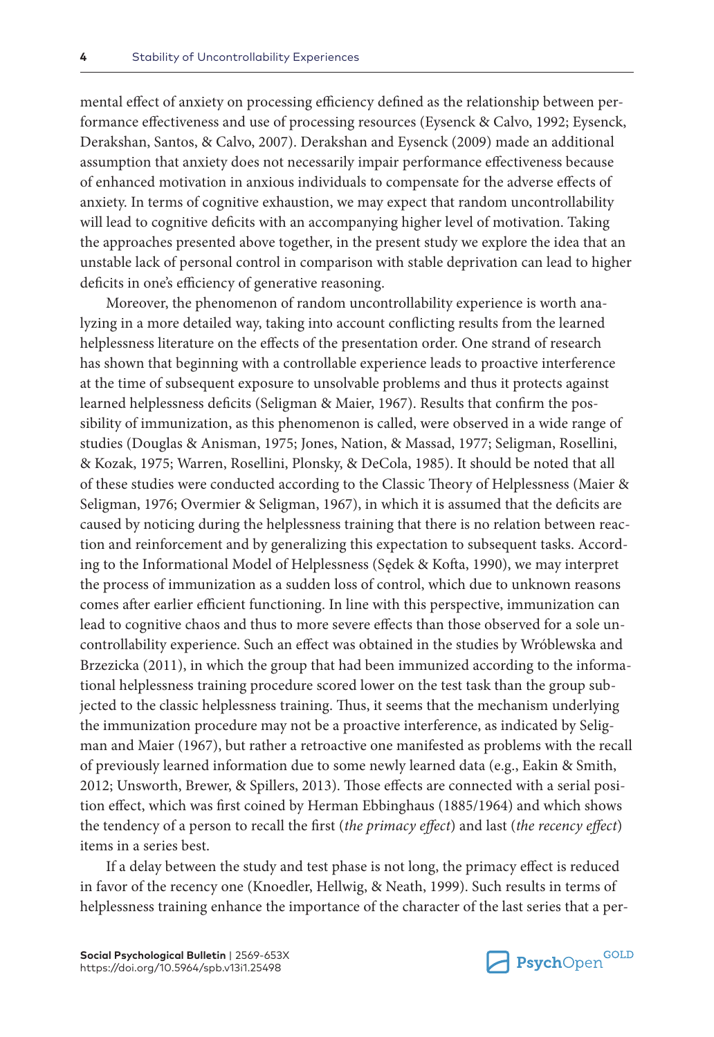mental effect of anxiety on processing efficiency defined as the relationship between performance effectiveness and use of processing resources (Eysenck & Calvo, 1992; Eysenck, Derakshan, Santos, & Calvo, 2007). Derakshan and Eysenck (2009) made an additional assumption that anxiety does not necessarily impair performance effectiveness because of enhanced motivation in anxious individuals to compensate for the adverse effects of anxiety. In terms of cognitive exhaustion, we may expect that random uncontrollability will lead to cognitive deficits with an accompanying higher level of motivation. Taking the approaches presented above together, in the present study we explore the idea that an unstable lack of personal control in comparison with stable deprivation can lead to higher deficits in one's efficiency of generative reasoning.

Moreover, the phenomenon of random uncontrollability experience is worth analyzing in a more detailed way, taking into account conflicting results from the learned helplessness literature on the effects of the presentation order. One strand of research has shown that beginning with a controllable experience leads to proactive interference at the time of subsequent exposure to unsolvable problems and thus it protects against learned helplessness deficits (Seligman & Maier, 1967). Results that confirm the possibility of immunization, as this phenomenon is called, were observed in a wide range of studies (Douglas & Anisman, 1975; Jones, Nation, & Massad, 1977; Seligman, Rosellini, & Kozak, 1975; Warren, Rosellini, Plonsky, & DeCola, 1985). It should be noted that all of these studies were conducted according to the Classic Theory of Helplessness (Maier & Seligman, 1976; Overmier & Seligman, 1967), in which it is assumed that the deficits are caused by noticing during the helplessness training that there is no relation between reaction and reinforcement and by generalizing this expectation to subsequent tasks. According to the Informational Model of Helplessness (Sędek & Kofta, 1990), we may interpret the process of immunization as a sudden loss of control, which due to unknown reasons comes after earlier efficient functioning. In line with this perspective, immunization can lead to cognitive chaos and thus to more severe effects than those observed for a sole uncontrollability experience. Such an effect was obtained in the studies by Wróblewska and Brzezicka (2011), in which the group that had been immunized according to the informational helplessness training procedure scored lower on the test task than the group subjected to the classic helplessness training. Thus, it seems that the mechanism underlying the immunization procedure may not be a proactive interference, as indicated by Seligman and Maier (1967), but rather a retroactive one manifested as problems with the recall of previously learned information due to some newly learned data (e.g., Eakin & Smith, 2012; Unsworth, Brewer, & Spillers, 2013). Those effects are connected with a serial position effect, which was first coined by Herman Ebbinghaus (1885/1964) and which shows the tendency of a person to recall the first (*the primacy effect*) and last (*the recency effect*) items in a series best.

If a delay between the study and test phase is not long, the primacy effect is reduced in favor of the recency one (Knoedler, Hellwig, & Neath, 1999). Such results in terms of helplessness training enhance the importance of the character of the last series that a per-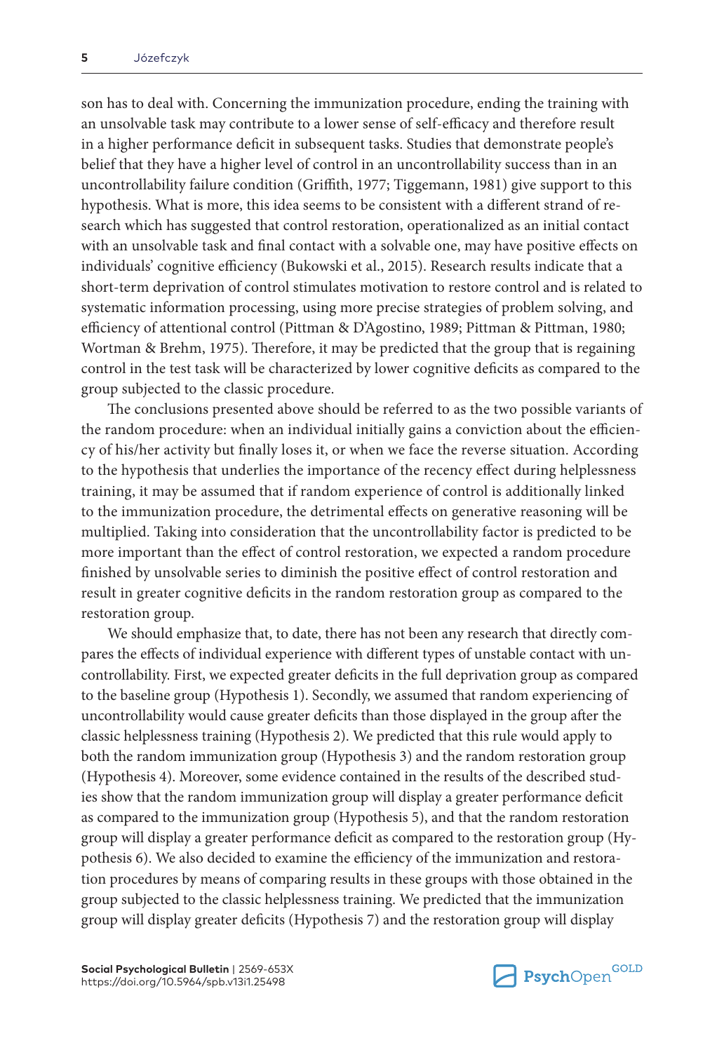son has to deal with. Concerning the immunization procedure, ending the training with an unsolvable task may contribute to a lower sense of self-efficacy and therefore result in a higher performance deficit in subsequent tasks. Studies that demonstrate people's belief that they have a higher level of control in an uncontrollability success than in an uncontrollability failure condition (Griffith, 1977; Tiggemann, 1981) give support to this hypothesis. What is more, this idea seems to be consistent with a different strand of research which has suggested that control restoration, operationalized as an initial contact with an unsolvable task and final contact with a solvable one, may have positive effects on individuals' cognitive efficiency (Bukowski et al., 2015). Research results indicate that a short-term deprivation of control stimulates motivation to restore control and is related to systematic information processing, using more precise strategies of problem solving, and efficiency of attentional control (Pittman & D'Agostino, 1989; Pittman & Pittman, 1980; Wortman & Brehm, 1975). Therefore, it may be predicted that the group that is regaining control in the test task will be characterized by lower cognitive deficits as compared to the group subjected to the classic procedure.

The conclusions presented above should be referred to as the two possible variants of the random procedure: when an individual initially gains a conviction about the efficiency of his/her activity but finally loses it, or when we face the reverse situation. According to the hypothesis that underlies the importance of the recency effect during helplessness training, it may be assumed that if random experience of control is additionally linked to the immunization procedure, the detrimental effects on generative reasoning will be multiplied. Taking into consideration that the uncontrollability factor is predicted to be more important than the effect of control restoration, we expected a random procedure finished by unsolvable series to diminish the positive effect of control restoration and result in greater cognitive deficits in the random restoration group as compared to the restoration group.

We should emphasize that, to date, there has not been any research that directly compares the effects of individual experience with different types of unstable contact with uncontrollability. First, we expected greater deficits in the full deprivation group as compared to the baseline group (Hypothesis 1). Secondly, we assumed that random experiencing of uncontrollability would cause greater deficits than those displayed in the group after the classic helplessness training (Hypothesis 2). We predicted that this rule would apply to both the random immunization group (Hypothesis 3) and the random restoration group (Hypothesis 4). Moreover, some evidence contained in the results of the described studies show that the random immunization group will display a greater performance deficit as compared to the immunization group (Hypothesis 5), and that the random restoration group will display a greater performance deficit as compared to the restoration group (Hypothesis 6). We also decided to examine the efficiency of the immunization and restoration procedures by means of comparing results in these groups with those obtained in the group subjected to the classic helplessness training. We predicted that the immunization group will display greater deficits (Hypothesis 7) and the restoration group will display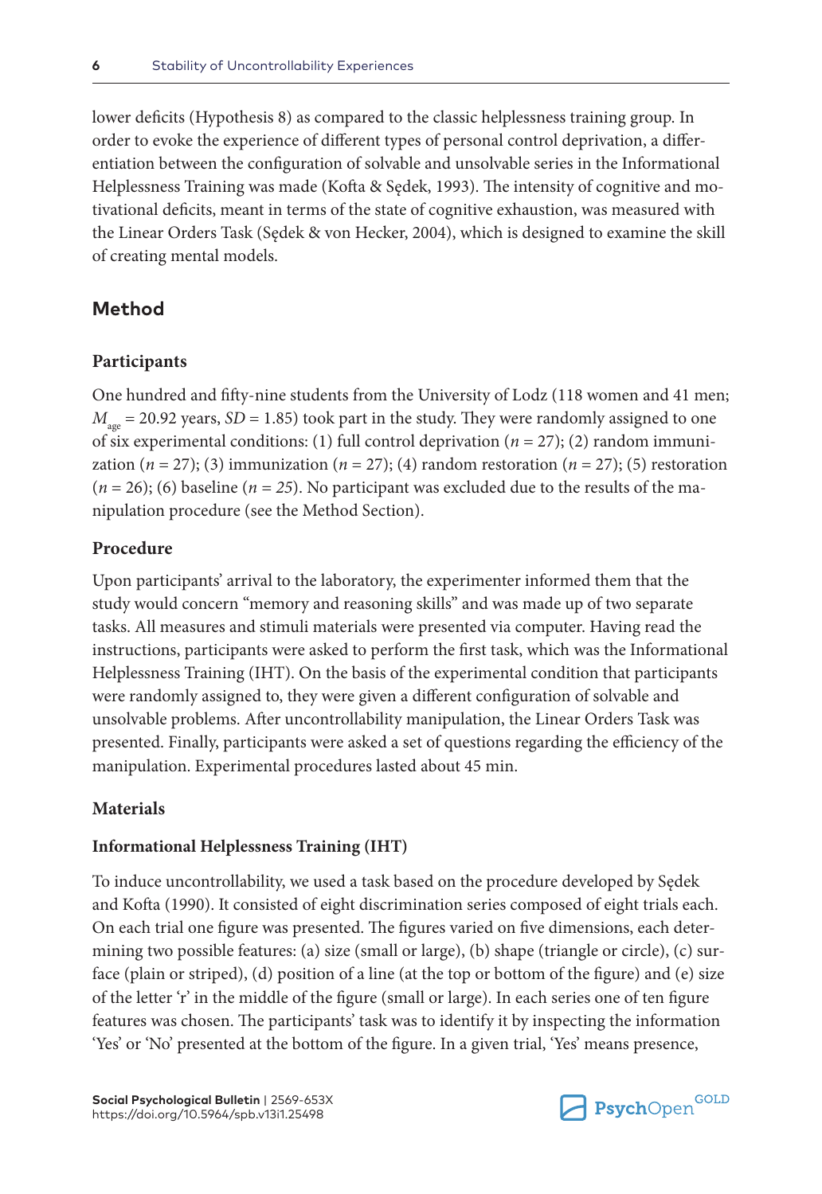lower deficits (Hypothesis 8) as compared to the classic helplessness training group. In order to evoke the experience of different types of personal control deprivation, a differentiation between the configuration of solvable and unsolvable series in the Informational Helplessness Training was made (Kofta & Sędek, 1993). The intensity of cognitive and motivational deficits, meant in terms of the state of cognitive exhaustion, was measured with the Linear Orders Task (Sędek & von Hecker, 2004), which is designed to examine the skill of creating mental models.

## Method

### Participants

One hundred and fifty-nine students from the University of Lodz (118 women and 41 men; $M_{age}$ = 20.92 years, *SD* = 1.85) took part in the study. They were randomly assigned to one of six experimental conditions: (1) full control deprivation (*n* = 27); (2) random immunization (*n* = 27); (3) immunization (*n* = 27); (4) random restoration (*n* = 27); (5) restoration (*n* = 26); (6) baseline (*n* = 25). No participant was excluded due to the results of the manipulation procedure (see the Method Section).

### Procedure

Upon participants' arrival to the laboratory, the experimenter informed them that the study would concern "memory and reasoning skills" and was made up of two separate tasks. All measures and stimuli materials were presented via computer. Having read the instructions, participants were asked to perform the first task, which was the Informational Helplessness Training (IHT). On the basis of the experimental condition that participants were randomly assigned to, they were given a different configuration of solvable and unsolvable problems. After uncontrollability manipulation, the Linear Orders Task was presented. Finally, participants were asked a set of questions regarding the efficiency of the manipulation. Experimental procedures lasted about 45 min.

### Materials

#### Informational Helplessness Training (IHT)

To induce uncontrollability, we used a task based on the procedure developed by Sędek and Kofta (1990). It consisted of eight discrimination series composed of eight trials each. On each trial one figure was presented. The figures varied on five dimensions, each determining two possible features: (a) size (small or large), (b) shape (triangle or circle), (c) surface (plain or striped), (d) position of a line (at the top or bottom of the figure) and (e) size of the letter 'r' in the middle of the figure (small or large). In each series one of ten figure features was chosen. The participants' task was to identify it by inspecting the information 'Yes' or 'No' presented at the bottom of the figure. In a given trial, 'Yes' means presence,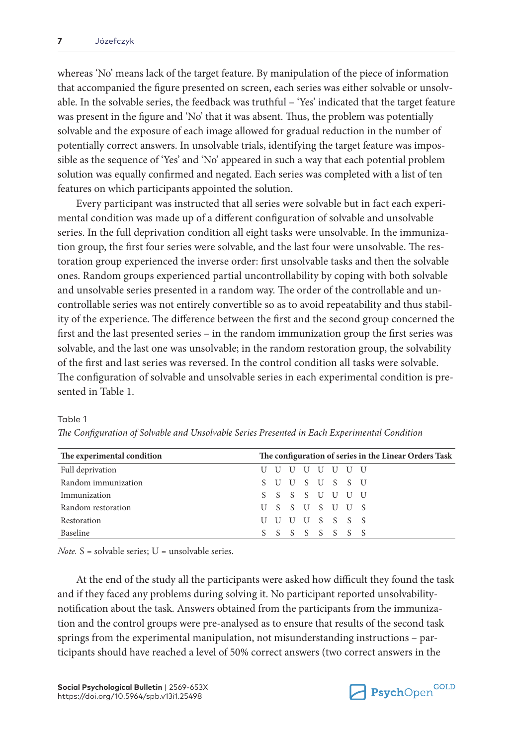whereas 'No' means lack of the target feature. By manipulation of the piece of information that accompanied the figure presented on screen, each series was either solvable or unsolvable. In the solvable series, the feedback was truthful – 'Yes' indicated that the target feature was present in the figure and 'No' that it was absent. Thus, the problem was potentially solvable and the exposure of each image allowed for gradual reduction in the number of potentially correct answers. In unsolvable trials, identifying the target feature was impossible as the sequence of 'Yes' and 'No' appeared in such a way that each potential problem solution was equally confirmed and negated. Each series was completed with a list of ten features on which participants appointed the solution.

Every participant was instructed that all series were solvable but in fact each experimental condition was made up of a different configuration of solvable and unsolvable series. In the full deprivation condition all eight tasks were unsolvable. In the immunization group, the first four series were solvable, and the last four were unsolvable. The restoration group experienced the inverse order: first unsolvable tasks and then the solvable ones. Random groups experienced partial uncontrollability by coping with both solvable and unsolvable series presented in a random way. The order of the controllable and uncontrollable series was not entirely convertible so as to avoid repeatability and thus stability of the experience. The difference between the first and the second group concerned the first and the last presented series – in the random immunization group the first series was solvable, and the last one was unsolvable; in the random restoration group, the solvability of the first and last series was reversed. In the control condition all tasks were solvable. The configuration of solvable and unsolvable series in each experimental condition is presented in Table 1.

Table 1

*The Configuration of Solvable and Unsolvable Series Presented in Each Experimental Condition*

| The experimental condition | The configuration of series in the Linear Orders Task |
|---|---|
| Full deprivation | U U U U U U U U |
| Random immunization | S U U S U S S U |
| Immunization | S S S S U U U U |
| Random restoration | U S S U S U U S |
| Restoration | U U U U S S S S |
| Baseline | S S S S S S S S |

*Note.* S = solvable series; U = unsolvable series.

At the end of the study all the participants were asked how difficult they found the task and if they faced any problems during solving it. No participant reported unsolvability-notification about the task. Answers obtained from the participants from the immunization and the control groups were pre-analysed as to ensure that results of the second task springs from the experimental manipulation, not misunderstanding instructions – participants should have reached a level of 50% correct answers (two correct answers in the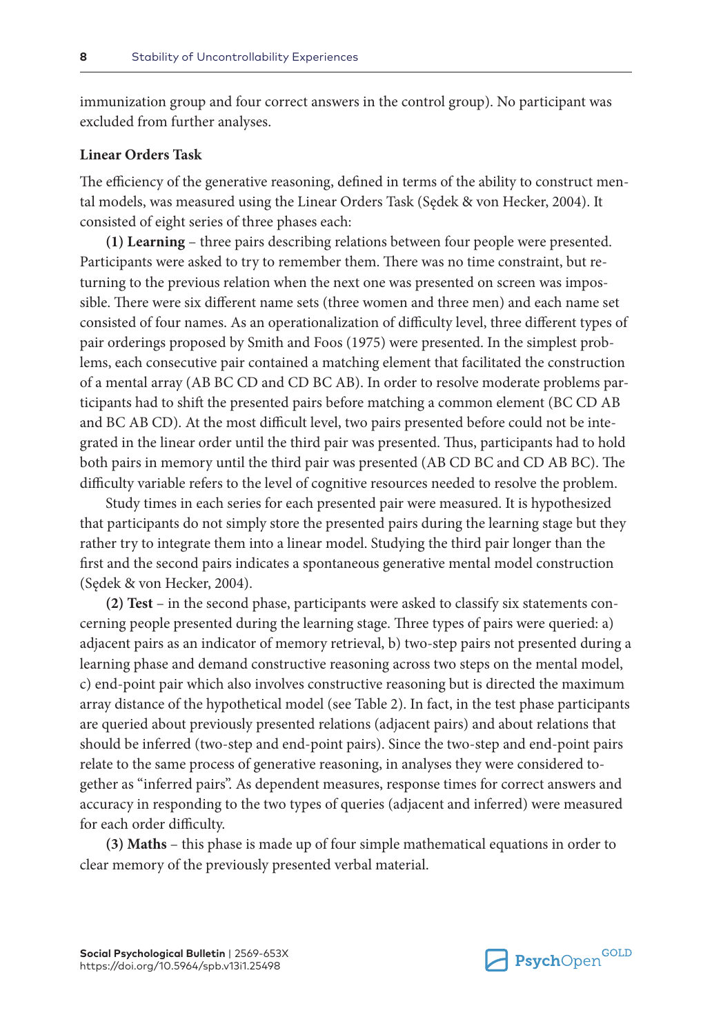immunization group and four correct answers in the control group). No participant was excluded from further analyses.

### Linear Orders Task

The efficiency of the generative reasoning, defined in terms of the ability to construct mental models, was measured using the Linear Orders Task (Sędek & von Hecker, 2004). It consisted of eight series of three phases each:

**(1) Learning** – three pairs describing relations between four people were presented. Participants were asked to try to remember them. There was no time constraint, but returning to the previous relation when the next one was presented on screen was impossible. There were six different name sets (three women and three men) and each name set consisted of four names. As an operationalization of difficulty level, three different types of pair orderings proposed by Smith and Foos (1975) were presented. In the simplest problems, each consecutive pair contained a matching element that facilitated the construction of a mental array (AB BC CD and CD BC AB). In order to resolve moderate problems participants had to shift the presented pairs before matching a common element (BC CD AB and BC AB CD). At the most difficult level, two pairs presented before could not be integrated in the linear order until the third pair was presented. Thus, participants had to hold both pairs in memory until the third pair was presented (AB CD BC and CD AB BC). The difficulty variable refers to the level of cognitive resources needed to resolve the problem.

Study times in each series for each presented pair were measured. It is hypothesized that participants do not simply store the presented pairs during the learning stage but they rather try to integrate them into a linear model. Studying the third pair longer than the first and the second pairs indicates a spontaneous generative mental model construction (Sędek & von Hecker, 2004).

**(2) Test** – in the second phase, participants were asked to classify six statements concerning people presented during the learning stage. Three types of pairs were queried: a) adjacent pairs as an indicator of memory retrieval, b) two-step pairs not presented during a learning phase and demand constructive reasoning across two steps on the mental model, c) end-point pair which also involves constructive reasoning but is directed the maximum array distance of the hypothetical model (see Table 2). In fact, in the test phase participants are queried about previously presented relations (adjacent pairs) and about relations that should be inferred (two-step and end-point pairs). Since the two-step and end-point pairs relate to the same process of generative reasoning, in analyses they were considered together as "inferred pairs". As dependent measures, response times for correct answers and accuracy in responding to the two types of queries (adjacent and inferred) were measured for each order difficulty.

**(3) Maths** – this phase is made up of four simple mathematical equations in order to clear memory of the previously presented verbal material.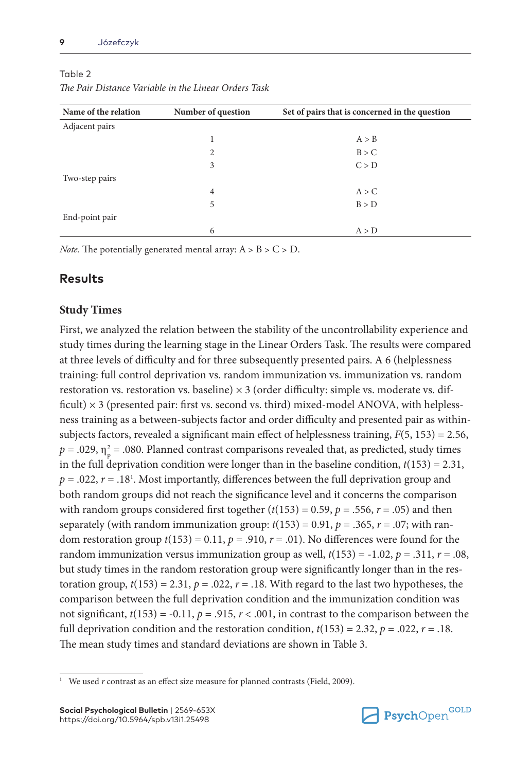Table 2

*The Pair Distance Variable in the Linear Orders Task*

| Name of the relation | Number of question | Set of pairs that is concerned in the question |
|---|---|---|
| Adjacent pairs | | |
| | 1 | A > B |
| | 2 | B > C |
| | 3 | C > D |
| Two-step pairs | | |
| | 4 | A > C |
| | 5 | B > D |
| End-point pair | | |
| | 6 | A > D |

*Note.* The potentially generated mental array: A > B > C > D.

## Results

### Study Times

First, we analyzed the relation between the stability of the uncontrollability experience and study times during the learning stage in the Linear Orders Task. The results were compared at three levels of difficulty and for three subsequently presented pairs. A 6 (helplessness training: full control deprivation vs. random immunization vs. immunization vs. random restoration vs. restoration vs. baseline) × 3 (order difficulty: simple vs. moderate vs. difficult) × 3 (presented pair: first vs. second vs. third) mixed-model ANOVA, with helplessness training as a between-subjects factor and order difficulty and presented pair as within-subjects factors, revealed a significant main effect of helplessness training, $F(5, 153) = 2.56$, $p = .029$, $\eta_p^2 = .080$. Planned contrast comparisons revealed that, as predicted, study times in the full deprivation condition were longer than in the baseline condition, $t(153) = 2.31$, $p = .022$, $r = .18$[1]. Most importantly, differences between the full deprivation group and both random groups did not reach the significance level and it concerns the comparison with random groups considered first together ($t(153) = 0.59$, $p = .556$, $r = .05$) and then separately (with random immunization group: $t(153) = 0.91$, $p = .365$, $r = .07$; with random restoration group $t(153) = 0.11$, $p = .910$, $r = .01$). No differences were found for the random immunization versus immunization group as well, $t(153) = -1.02$, $p = .311$, $r = .08$, but study times in the random restoration group were significantly longer than in the restoration group, $t(153) = 2.31$, $p = .022$, $r = .18$. With regard to the last two hypotheses, the comparison between the full deprivation condition and the immunization condition was not significant, $t(153) = -0.11$, $p = .915$, $r < .001$, in contrast to the comparison between the full deprivation condition and the restoration condition, $t(153) = 2.32$, $p = .022$, $r = .18$. The mean study times and standard deviations are shown in Table 3.

[1] We used $r$ contrast as an effect size measure for planned contrasts (Field, 2009).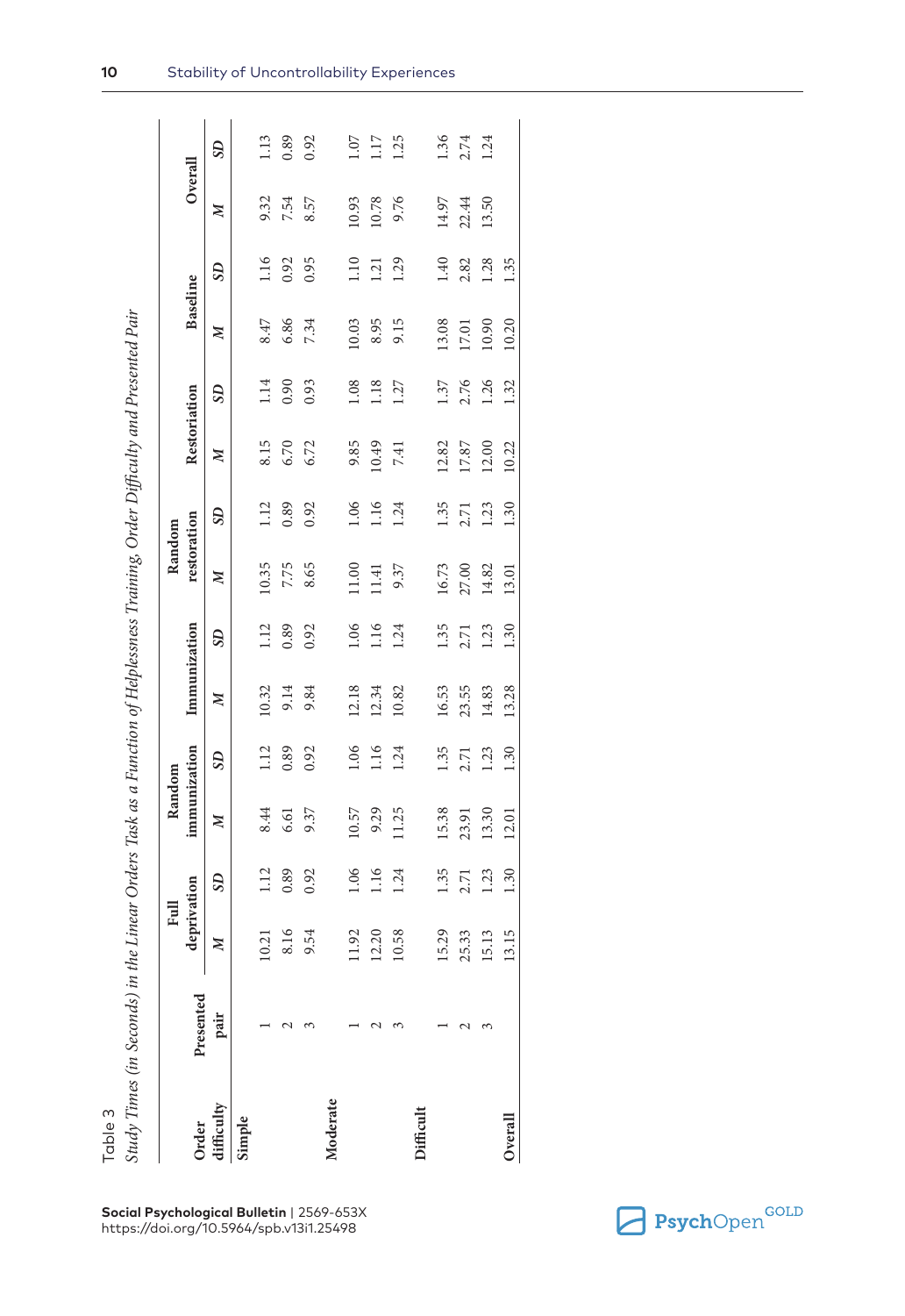Table 3

*Study Times (in Seconds) in the Linear Orders Task as a Function of Helplessness Training, Order Difficulty and Presented Pair*

| Order difficulty | Presented pair | Full deprivation | | Random immunization | | Immunization | | Random restoration | | Restoration | | Baseline | | Overall | |
|---|---|---|---|---|---|---|---|---|---|---|---|---|---|---|---|
| | | *M* | *SD* | *M* | *SD* | *M* | *SD* | *M* | *SD* | *M* | *SD* | *M* | *SD* | *M* | *SD* |
| **Simple** | | | | | | | | | | | | | | | |
| | 1 | 10.21 | 1.12 | 8.44 | 1.12 | 10.32 | 1.12 | 10.35 | 1.12 | 8.15 | 1.14 | 8.47 | 1.16 | 9.32 | 1.13 |
| | 2 | 8.16 | 0.89 | 6.61 | 0.89 | 9.14 | 0.89 | 7.75 | 0.89 | 6.70 | 0.90 | 6.86 | 0.92 | 7.54 | 0.89 |
| | 3 | 9.54 | 0.92 | 9.37 | 0.92 | 9.84 | 0.92 | 8.65 | 0.92 | 6.72 | 0.93 | 7.34 | 0.95 | 8.57 | 0.92 |
| **Moderate** | | | | | | | | | | | | | | | |
| | 1 | 11.92 | 1.06 | 10.57 | 1.06 | 12.18 | 1.06 | 11.00 | 1.06 | 9.85 | 1.08 | 10.03 | 1.10 | 10.93 | 1.07 |
| | 2 | 12.20 | 1.16 | 9.29 | 1.16 | 12.34 | 1.16 | 11.41 | 1.16 | 10.49 | 1.18 | 8.95 | 1.21 | 10.78 | 1.17 |
| | 3 | 10.58 | 1.24 | 11.25 | 1.24 | 10.82 | 1.24 | 9.37 | 1.24 | 7.41 | 1.27 | 9.15 | 1.29 | 9.76 | 1.25 |
| **Difficult** | | | | | | | | | | | | | | | |
| | 1 | 15.29 | 1.35 | 15.38 | 1.35 | 16.53 | 1.35 | 16.73 | 1.35 | 12.82 | 1.37 | 13.08 | 1.40 | 14.97 | 1.36 |
| | 2 | 25.33 | 2.71 | 23.91 | 2.71 | 23.55 | 2.71 | 27.00 | 2.71 | 17.87 | 2.76 | 17.01 | 2.82 | 22.44 | 2.74 |
| | 3 | 15.13 | 1.23 | 13.30 | 1.23 | 14.83 | 1.23 | 14.82 | 1.23 | 12.00 | 1.26 | 10.90 | 1.28 | 13.50 | 1.24 |
| **Overall** | | 13.15 | 1.30 | 12.01 | 1.30 | 13.28 | 1.30 | 13.01 | 1.30 | 10.22 | 1.32 | 10.20 | 1.35 | | |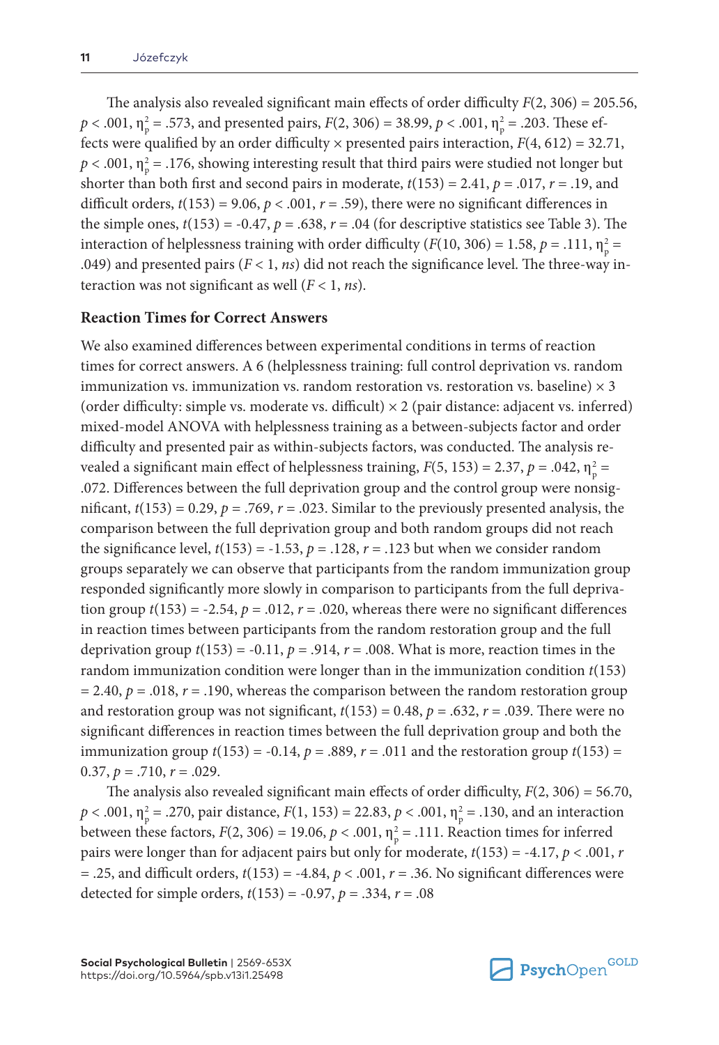The analysis also revealed significant main effects of order difficulty $F(2, 306) = 205.56$, $p < .001$, $\eta_p^2 = .573$, and presented pairs, $F(2, 306) = 38.99$, $p < .001$, $\eta_p^2 = .203$. These effects were qualified by an order difficulty × presented pairs interaction, $F(4, 612) = 32.71$, $p < .001$, $\eta_p^2 = .176$, showing interesting result that third pairs were studied not longer but shorter than both first and second pairs in moderate, $t(153) = 2.41$, $p = .017$, $r = .19$, and difficult orders, $t(153) = 9.06$, $p < .001$, $r = .59$), there were no significant differences in the simple ones, $t(153) = -0.47$, $p = .638$, $r = .04$ (for descriptive statistics see Table 3). The interaction of helplessness training with order difficulty ($F(10, 306) = 1.58$, $p = .111$, $\eta_p^2 = .049$) and presented pairs ($F < 1$, *ns*) did not reach the significance level. The three-way interaction was not significant as well ($F < 1$, *ns*).

### Reaction Times for Correct Answers

We also examined differences between experimental conditions in terms of reaction times for correct answers. A 6 (helplessness training: full control deprivation vs. random immunization vs. immunization vs. random restoration vs. restoration vs. baseline) × 3 (order difficulty: simple vs. moderate vs. difficult) × 2 (pair distance: adjacent vs. inferred) mixed-model ANOVA with helplessness training as a between-subjects factor and order difficulty and presented pair as within-subjects factors, was conducted. The analysis revealed a significant main effect of helplessness training, $F(5, 153) = 2.37$, $p = .042$, $\eta_p^2 = .072$. Differences between the full deprivation group and the control group were nonsignificant, $t(153) = 0.29$, $p = .769$, $r = .023$. Similar to the previously presented analysis, the comparison between the full deprivation group and both random groups did not reach the significance level, $t(153) = -1.53$, $p = .128$, $r = .123$ but when we consider random groups separately we can observe that participants from the random immunization group responded significantly more slowly in comparison to participants from the full deprivation group $t(153) = -2.54$, $p = .012$, $r = .020$, whereas there were no significant differences in reaction times between participants from the random restoration group and the full deprivation group $t(153) = -0.11$, $p = .914$, $r = .008$. What is more, reaction times in the random immunization condition were longer than in the immunization condition $t(153) = 2.40$, $p = .018$, $r = .190$, whereas the comparison between the random restoration group and restoration group was not significant, $t(153) = 0.48$, $p = .632$, $r = .039$. There were no significant differences in reaction times between the full deprivation group and both the immunization group $t(153) = -0.14$, $p = .889$, $r = .011$ and the restoration group $t(153) = 0.37$, $p = .710$, $r = .029$.

The analysis also revealed significant main effects of order difficulty, $F(2, 306) = 56.70$, $p < .001$, $\eta_p^2 = .270$, pair distance, $F(1, 153) = 22.83$, $p < .001$, $\eta_p^2 = .130$, and an interaction between these factors, $F(2, 306) = 19.06$, $p < .001$, $\eta_p^2 = .111$. Reaction times for inferred pairs were longer than for adjacent pairs but only for moderate, $t(153) = -4.17$, $p < .001$, $r = .25$, and difficult orders, $t(153) = -4.84$, $p < .001$, $r = .36$. No significant differences were detected for simple orders, $t(153) = -0.97$, $p = .334$, $r = .08$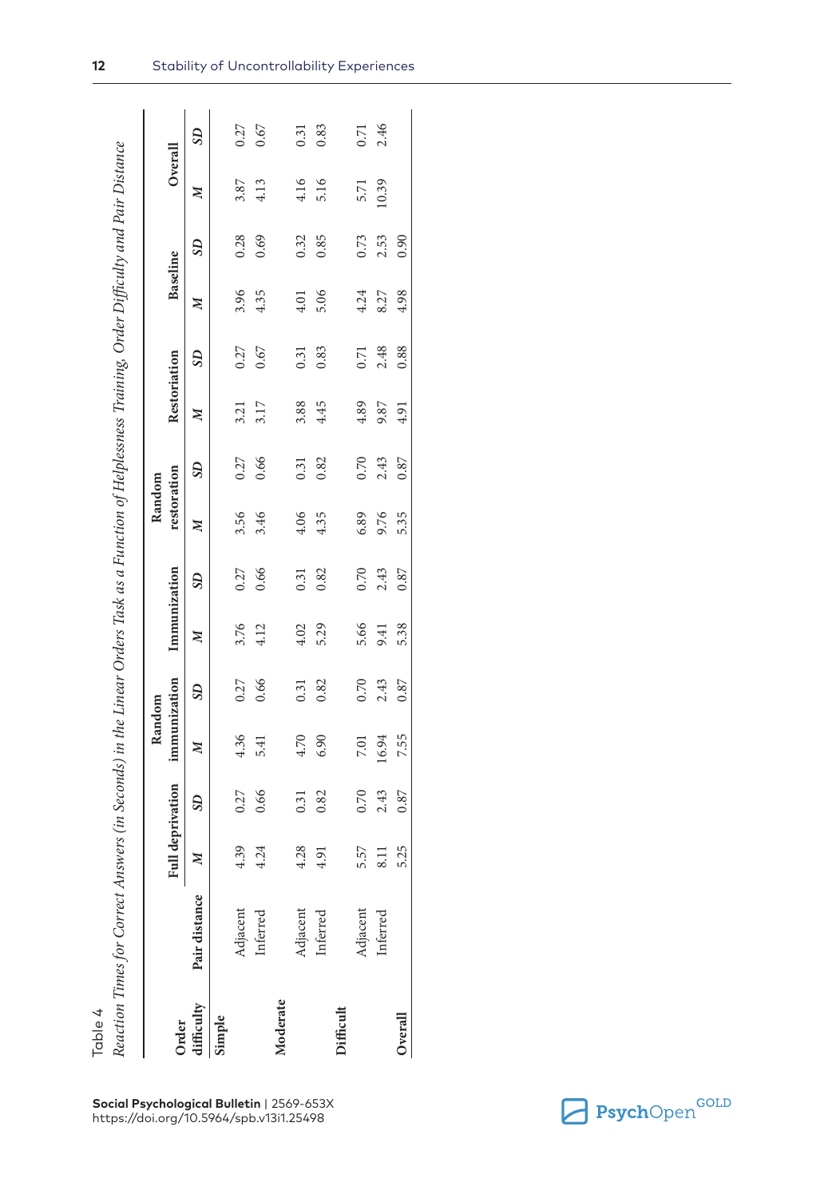Table 4

*Reaction Times for Correct Answers (in Seconds) in the Linear Orders Task as a Function of Helplessness Training, Order Difficulty and Pair Distance*

| Order difficulty | Pair distance | Full deprivation | | Random immunization | | Immunization | | Random restoration | | Restoration | | Baseline | | Overall | |
|---|---|---|---|---|---|---|---|---|---|---|---|---|---|---|---|
| | | *M* | *SD* | *M* | *SD* | *M* | *SD* | *M* | *SD* | *M* | *SD* | *M* | *SD* | *M* | *SD* |
| **Simple** | | | | | | | | | | | | | | | |
| | Adjacent | 4.39 | 0.27 | 4.36 | 0.27 | 3.76 | 0.27 | 3.56 | 0.27 | 3.21 | 0.27 | 3.96 | 0.28 | 3.87 | 0.27 |
| | Inferred | 4.24 | 0.66 | 5.41 | 0.66 | 4.12 | 0.66 | 3.46 | 0.66 | 3.17 | 0.67 | 4.35 | 0.69 | 4.13 | 0.67 |
| **Moderate** | | | | | | | | | | | | | | | |
| | Adjacent | 4.28 | 0.31 | 4.70 | 0.31 | 4.02 | 0.31 | 4.06 | 0.31 | 3.88 | 0.31 | 4.01 | 0.32 | 4.16 | 0.31 |
| | Inferred | 4.91 | 0.82 | 6.90 | 0.82 | 5.29 | 0.82 | 4.35 | 0.82 | 4.45 | 0.83 | 5.06 | 0.85 | 5.16 | 0.83 |
| **Difficult** | | | | | | | | | | | | | | | |
| | Adjacent | 5.57 | 0.70 | 7.01 | 0.70 | 5.66 | 0.70 | 6.89 | 0.70 | 4.89 | 0.71 | 4.24 | 0.73 | 5.71 | 0.71 |
| | Inferred | 8.11 | 2.43 | 16.94 | 2.43 | 9.41 | 2.43 | 9.76 | 2.43 | 9.87 | 2.48 | 8.27 | 2.53 | 10.39 | 2.46 |
| **Overall** | | 5.25 | 0.87 | 7.55 | 0.87 | 5.38 | 0.87 | 5.35 | 0.87 | 4.91 | 0.88 | 4.98 | 0.90 | | |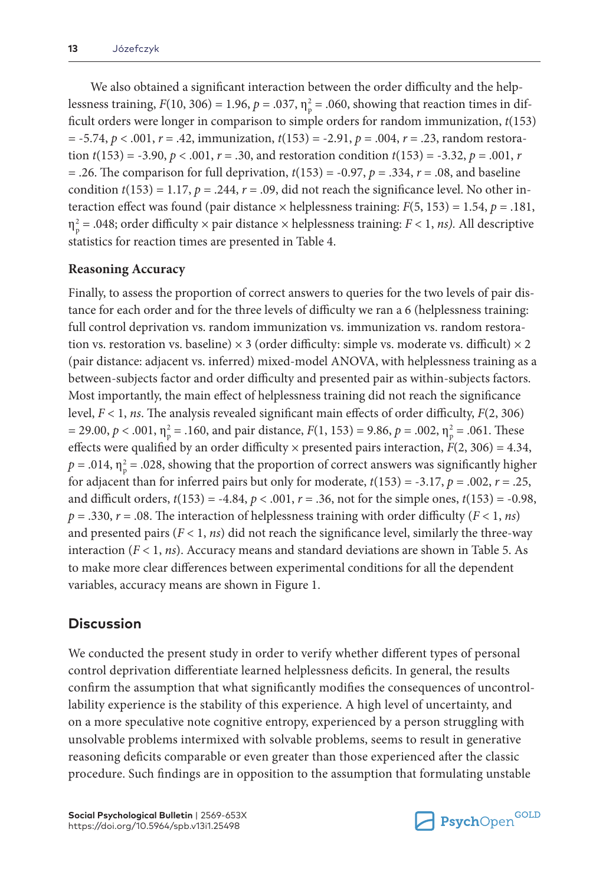We also obtained a significant interaction between the order difficulty and the helplessness training, $F(10, 306) = 1.96$, $p = .037$, $\eta^2_p = .060$, showing that reaction times in difficult orders were longer in comparison to simple orders for random immunization, $t(153) = -5.74$, $p < .001$, $r = .42$, immunization, $t(153) = -2.91$, $p = .004$, $r = .23$, random restoration $t(153) = -3.90$, $p < .001$, $r = .30$, and restoration condition $t(153) = -3.32$, $p = .001$, $r = .26$. The comparison for full deprivation, $t(153) = -0.97$, $p = .334$, $r = .08$, and baseline condition $t(153) = 1.17$, $p = .244$, $r = .09$, did not reach the significance level. No other interaction effect was found (pair distance × helplessness training: $F(5, 153) = 1.54$, $p = .181$, $\eta^2_p = .048$; order difficulty × pair distance × helplessness training: $F < 1$, *ns).* All descriptive statistics for reaction times are presented in Table 4.

### Reasoning Accuracy

Finally, to assess the proportion of correct answers to queries for the two levels of pair distance for each order and for the three levels of difficulty we ran a 6 (helplessness training: full control deprivation vs. random immunization vs. immunization vs. random restoration vs. restoration vs. baseline) × 3 (order difficulty: simple vs. moderate vs. difficult) × 2 (pair distance: adjacent vs. inferred) mixed-model ANOVA, with helplessness training as a between-subjects factor and order difficulty and presented pair as within-subjects factors. Most importantly, the main effect of helplessness training did not reach the significance level, $F < 1$, *ns*. The analysis revealed significant main effects of order difficulty, $F(2, 306) = 29.00$, $p < .001$, $\eta^2_p = .160$, and pair distance, $F(1, 153) = 9.86$, $p = .002$, $\eta^2_p = .061$. These effects were qualified by an order difficulty × presented pairs interaction, $F(2, 306) = 4.34$, $p = .014$, $\eta^2_p = .028$, showing that the proportion of correct answers was significantly higher for adjacent than for inferred pairs but only for moderate, $t(153) = -3.17$, $p = .002$, $r = .25$, and difficult orders, $t(153) = -4.84$, $p < .001$, $r = .36$, not for the simple ones, $t(153) = -0.98$, $p = .330$, $r = .08$. The interaction of helplessness training with order difficulty ($F < 1$, *ns*) and presented pairs ($F < 1$, *ns*) did not reach the significance level, similarly the three-way interaction ($F < 1$, *ns*). Accuracy means and standard deviations are shown in Table 5. As to make more clear differences between experimental conditions for all the dependent variables, accuracy means are shown in Figure 1.

## Discussion

We conducted the present study in order to verify whether different types of personal control deprivation differentiate learned helplessness deficits. In general, the results confirm the assumption that what significantly modifies the consequences of uncontrollability experience is the stability of this experience. A high level of uncertainty, and on a more speculative note cognitive entropy, experienced by a person struggling with unsolvable problems intermixed with solvable problems, seems to result in generative reasoning deficits comparable or even greater than those experienced after the classic procedure. Such findings are in opposition to the assumption that formulating unstable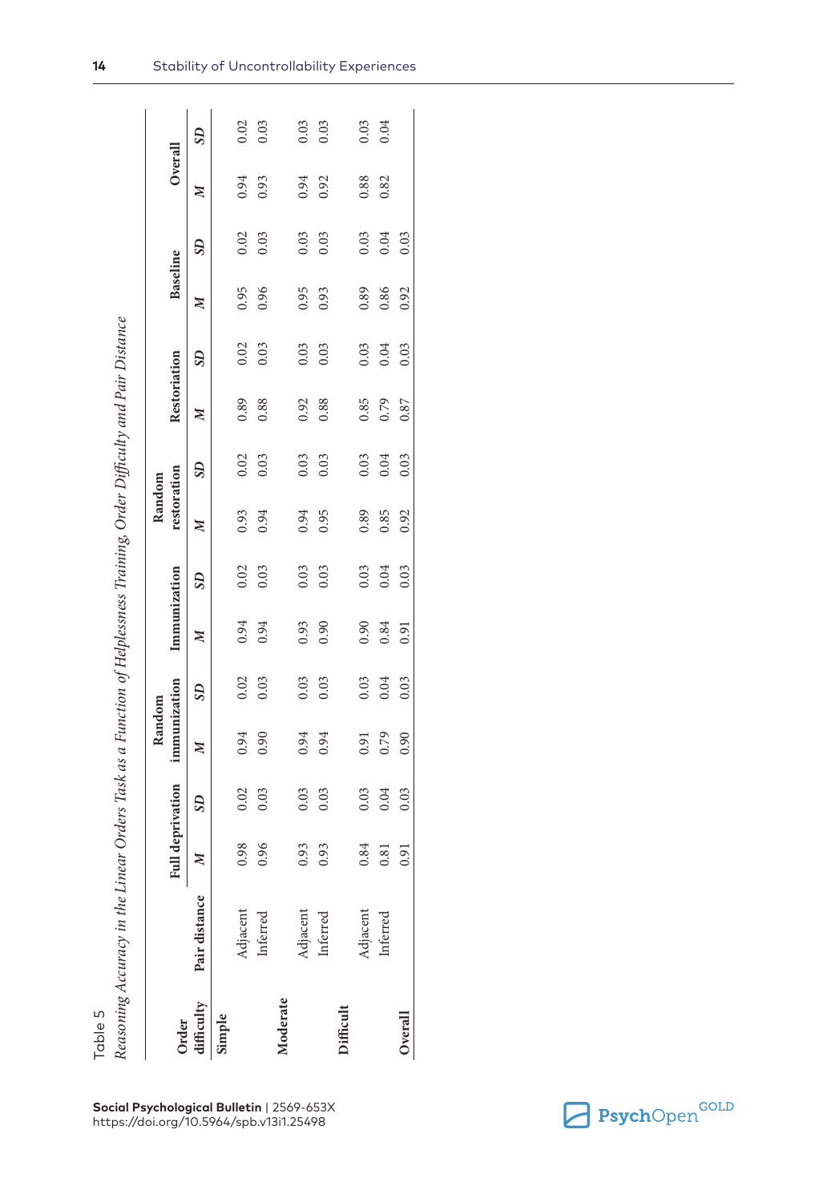Table 5

*Reasoning Accuracy in the Linear Orders Task as a Function of Helplessness Training, Order Difficulty and Pair Distance*

| Order difficulty | Pair distance | Full deprivation | | Random immunization | | Immunization | | Random restoration | | Restoration | | Baseline | | Overall | |
|---|---|---|---|---|---|---|---|---|---|---|---|---|---|---|---|
| | | *M* | *SD* | *M* | *SD* | *M* | *SD* | *M* | *SD* | *M* | *SD* | *M* | *SD* | *M* | *SD* |
| **Simple** | | | | | | | | | | | | | | | |
| | Adjacent | 0.98 | 0.02 | 0.94 | 0.02 | 0.94 | 0.02 | 0.93 | 0.02 | 0.89 | 0.02 | 0.95 | 0.02 | 0.94 | 0.02 |
| | Inferred | 0.96 | 0.03 | 0.90 | 0.03 | 0.94 | 0.03 | 0.94 | 0.03 | 0.88 | 0.03 | 0.96 | 0.03 | 0.93 | 0.03 |
| **Moderate** | | | | | | | | | | | | | | | |
| | Adjacent | 0.93 | 0.03 | 0.94 | 0.03 | 0.93 | 0.03 | 0.94 | 0.03 | 0.92 | 0.03 | 0.95 | 0.03 | 0.94 | 0.03 |
| | Inferred | 0.93 | 0.03 | 0.94 | 0.03 | 0.90 | 0.03 | 0.95 | 0.03 | 0.88 | 0.03 | 0.93 | 0.03 | 0.92 | 0.03 |
| **Difficult** | | | | | | | | | | | | | | | |
| | Adjacent | 0.84 | 0.03 | 0.91 | 0.03 | 0.90 | 0.03 | 0.89 | 0.03 | 0.85 | 0.03 | 0.89 | 0.03 | 0.88 | 0.03 |
| | Inferred | 0.81 | 0.04 | 0.79 | 0.04 | 0.84 | 0.04 | 0.85 | 0.04 | 0.79 | 0.04 | 0.86 | 0.04 | 0.82 | 0.04 |
| **Overall** | | 0.91 | 0.03 | 0.90 | 0.03 | 0.91 | 0.03 | 0.92 | 0.03 | 0.87 | 0.03 | 0.92 | 0.03 | | |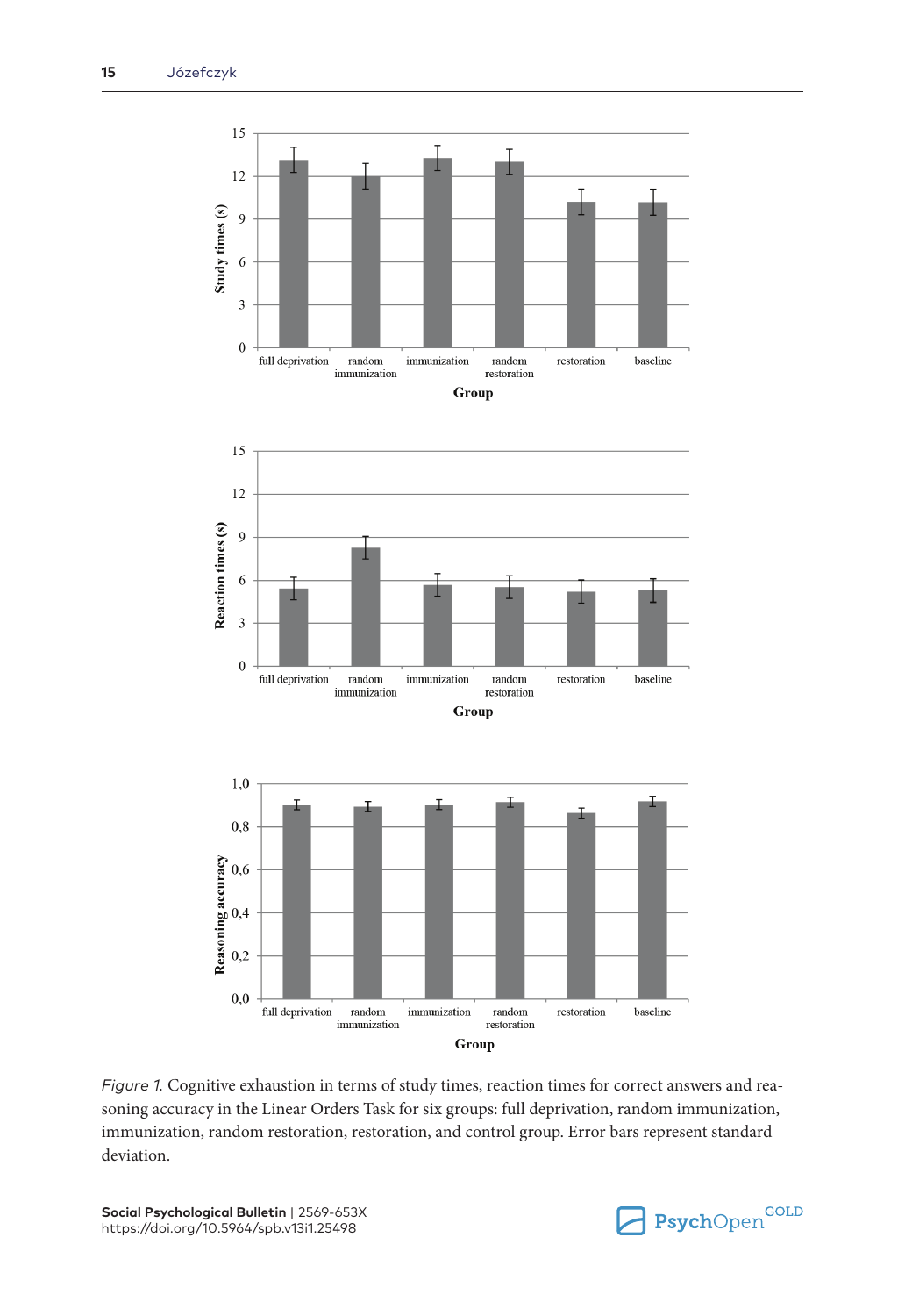*Figure 1.* Cognitive exhaustion in terms of study times, reaction times for correct answers and reasoning accuracy in the Linear Orders Task for six groups: full deprivation, random immunization, immunization, random restoration, restoration, and control group. Error bars represent standard deviation.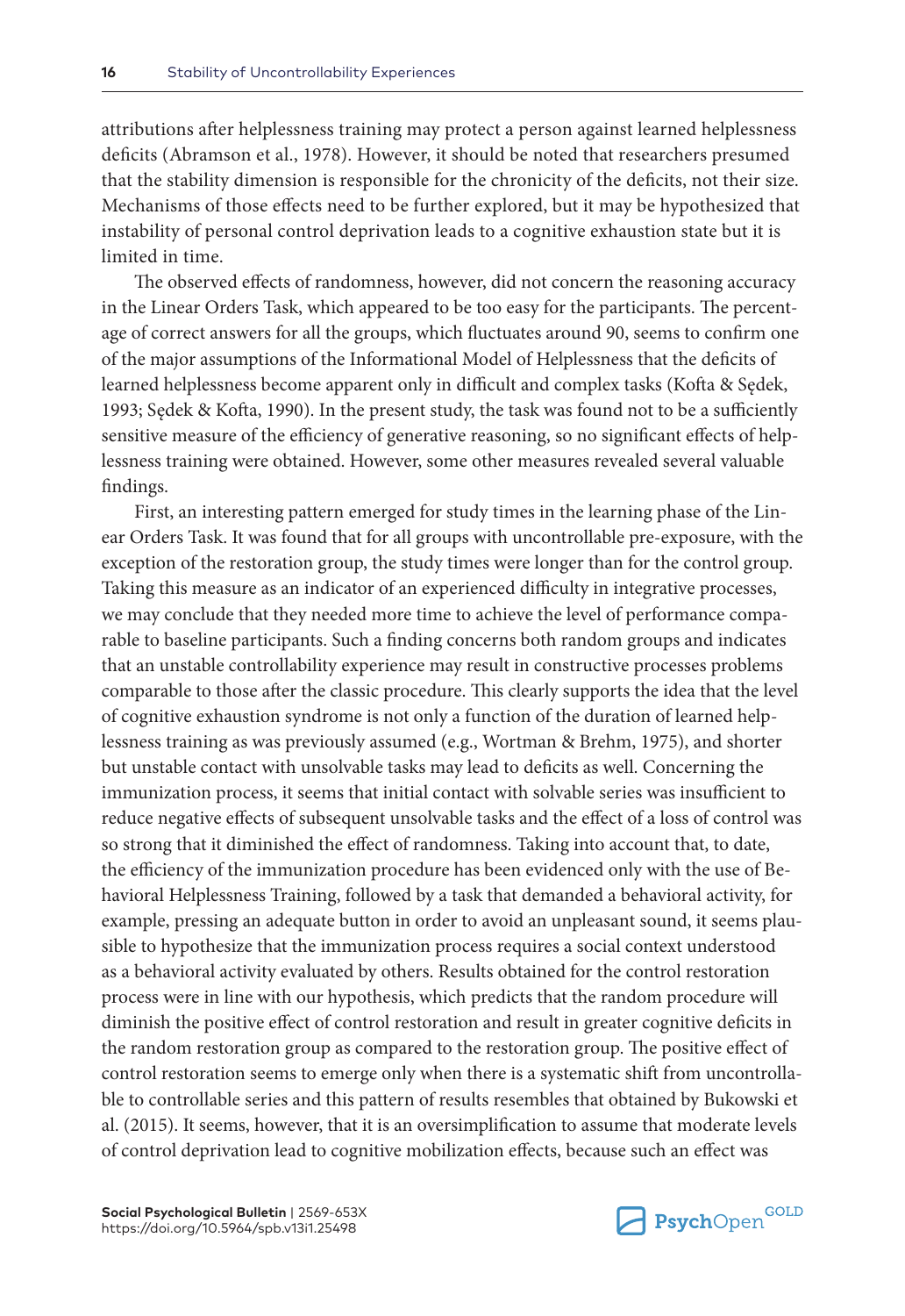attributions after helplessness training may protect a person against learned helplessness deficits (Abramson et al., 1978). However, it should be noted that researchers presumed that the stability dimension is responsible for the chronicity of the deficits, not their size. Mechanisms of those effects need to be further explored, but it may be hypothesized that instability of personal control deprivation leads to a cognitive exhaustion state but it is limited in time.

The observed effects of randomness, however, did not concern the reasoning accuracy in the Linear Orders Task, which appeared to be too easy for the participants. The percentage of correct answers for all the groups, which fluctuates around 90, seems to confirm one of the major assumptions of the Informational Model of Helplessness that the deficits of learned helplessness become apparent only in difficult and complex tasks (Kofta & Sędek, 1993; Sędek & Kofta, 1990). In the present study, the task was found not to be a sufficiently sensitive measure of the efficiency of generative reasoning, so no significant effects of helplessness training were obtained. However, some other measures revealed several valuable findings.

First, an interesting pattern emerged for study times in the learning phase of the Linear Orders Task. It was found that for all groups with uncontrollable pre-exposure, with the exception of the restoration group, the study times were longer than for the control group. Taking this measure as an indicator of an experienced difficulty in integrative processes, we may conclude that they needed more time to achieve the level of performance comparable to baseline participants. Such a finding concerns both random groups and indicates that an unstable controllability experience may result in constructive processes problems comparable to those after the classic procedure. This clearly supports the idea that the level of cognitive exhaustion syndrome is not only a function of the duration of learned helplessness training as was previously assumed (e.g., Wortman & Brehm, 1975), and shorter but unstable contact with unsolvable tasks may lead to deficits as well. Concerning the immunization process, it seems that initial contact with solvable series was insufficient to reduce negative effects of subsequent unsolvable tasks and the effect of a loss of control was so strong that it diminished the effect of randomness. Taking into account that, to date, the efficiency of the immunization procedure has been evidenced only with the use of Behavioral Helplessness Training, followed by a task that demanded a behavioral activity, for example, pressing an adequate button in order to avoid an unpleasant sound, it seems plausible to hypothesize that the immunization process requires a social context understood as a behavioral activity evaluated by others. Results obtained for the control restoration process were in line with our hypothesis, which predicts that the random procedure will diminish the positive effect of control restoration and result in greater cognitive deficits in the random restoration group as compared to the restoration group. The positive effect of control restoration seems to emerge only when there is a systematic shift from uncontrollable to controllable series and this pattern of results resembles that obtained by Bukowski et al. (2015). It seems, however, that it is an oversimplification to assume that moderate levels of control deprivation lead to cognitive mobilization effects, because such an effect was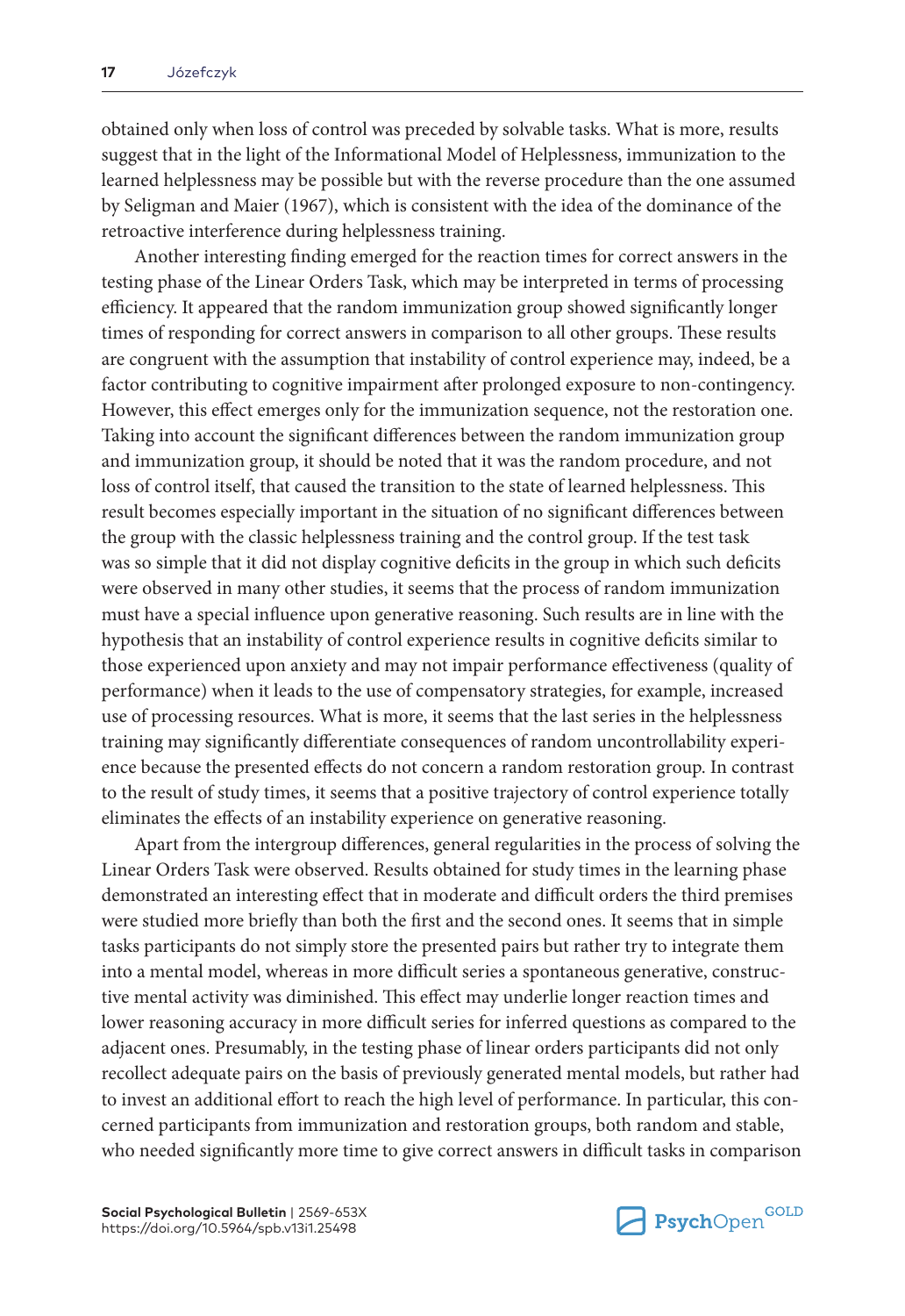obtained only when loss of control was preceded by solvable tasks. What is more, results suggest that in the light of the Informational Model of Helplessness, immunization to the learned helplessness may be possible but with the reverse procedure than the one assumed by Seligman and Maier (1967), which is consistent with the idea of the dominance of the retroactive interference during helplessness training.

Another interesting finding emerged for the reaction times for correct answers in the testing phase of the Linear Orders Task, which may be interpreted in terms of processing efficiency. It appeared that the random immunization group showed significantly longer times of responding for correct answers in comparison to all other groups. These results are congruent with the assumption that instability of control experience may, indeed, be a factor contributing to cognitive impairment after prolonged exposure to non-contingency. However, this effect emerges only for the immunization sequence, not the restoration one. Taking into account the significant differences between the random immunization group and immunization group, it should be noted that it was the random procedure, and not loss of control itself, that caused the transition to the state of learned helplessness. This result becomes especially important in the situation of no significant differences between the group with the classic helplessness training and the control group. If the test task was so simple that it did not display cognitive deficits in the group in which such deficits were observed in many other studies, it seems that the process of random immunization must have a special influence upon generative reasoning. Such results are in line with the hypothesis that an instability of control experience results in cognitive deficits similar to those experienced upon anxiety and may not impair performance effectiveness (quality of performance) when it leads to the use of compensatory strategies, for example, increased use of processing resources. What is more, it seems that the last series in the helplessness training may significantly differentiate consequences of random uncontrollability experience because the presented effects do not concern a random restoration group. In contrast to the result of study times, it seems that a positive trajectory of control experience totally eliminates the effects of an instability experience on generative reasoning.

Apart from the intergroup differences, general regularities in the process of solving the Linear Orders Task were observed. Results obtained for study times in the learning phase demonstrated an interesting effect that in moderate and difficult orders the third premises were studied more briefly than both the first and the second ones. It seems that in simple tasks participants do not simply store the presented pairs but rather try to integrate them into a mental model, whereas in more difficult series a spontaneous generative, constructive mental activity was diminished. This effect may underlie longer reaction times and lower reasoning accuracy in more difficult series for inferred questions as compared to the adjacent ones. Presumably, in the testing phase of linear orders participants did not only recollect adequate pairs on the basis of previously generated mental models, but rather had to invest an additional effort to reach the high level of performance. In particular, this concerned participants from immunization and restoration groups, both random and stable, who needed significantly more time to give correct answers in difficult tasks in comparison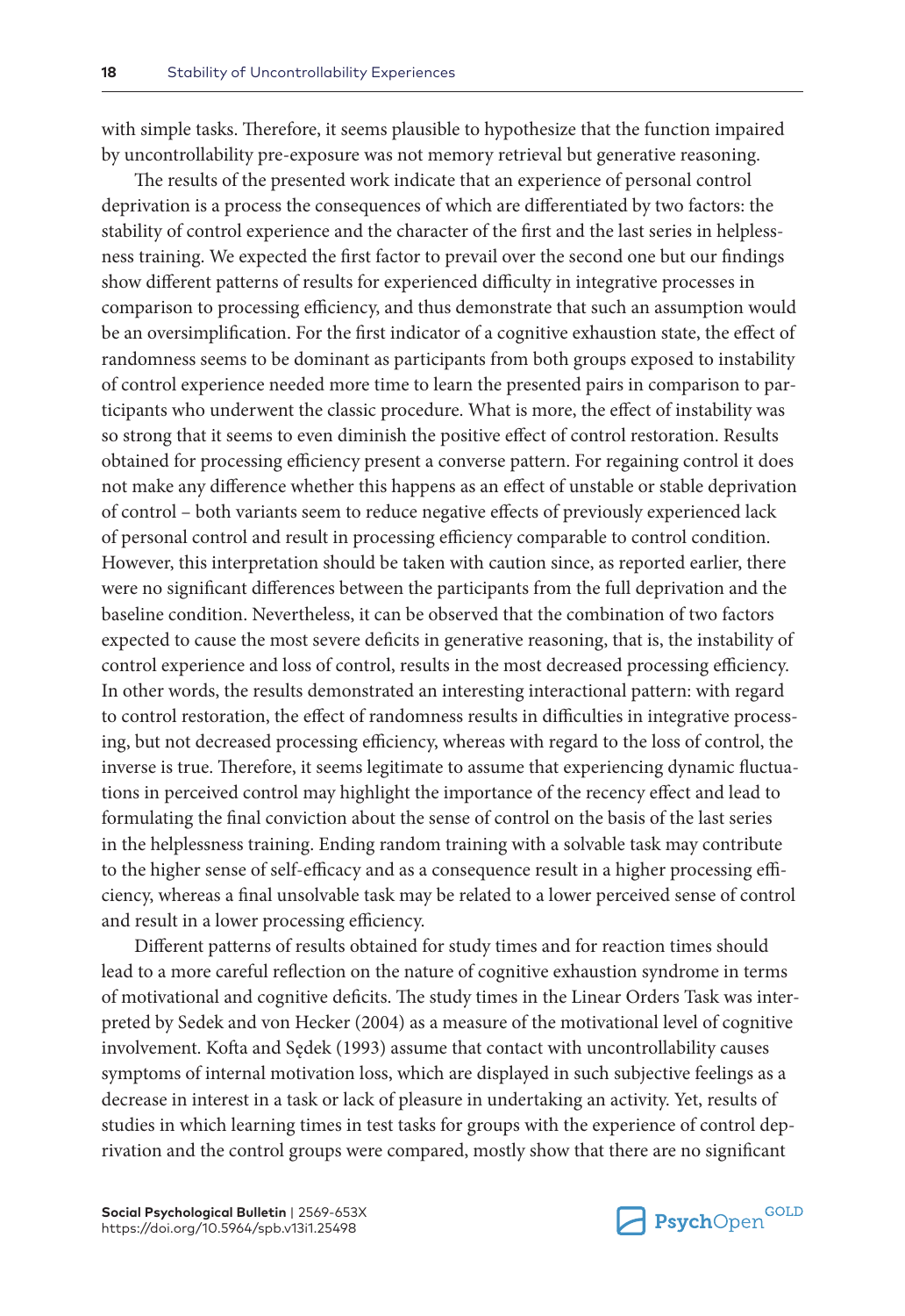with simple tasks. Therefore, it seems plausible to hypothesize that the function impaired by uncontrollability pre-exposure was not memory retrieval but generative reasoning.

The results of the presented work indicate that an experience of personal control deprivation is a process the consequences of which are differentiated by two factors: the stability of control experience and the character of the first and the last series in helplessness training. We expected the first factor to prevail over the second one but our findings show different patterns of results for experienced difficulty in integrative processes in comparison to processing efficiency, and thus demonstrate that such an assumption would be an oversimplification. For the first indicator of a cognitive exhaustion state, the effect of randomness seems to be dominant as participants from both groups exposed to instability of control experience needed more time to learn the presented pairs in comparison to participants who underwent the classic procedure. What is more, the effect of instability was so strong that it seems to even diminish the positive effect of control restoration. Results obtained for processing efficiency present a converse pattern. For regaining control it does not make any difference whether this happens as an effect of unstable or stable deprivation of control – both variants seem to reduce negative effects of previously experienced lack of personal control and result in processing efficiency comparable to control condition. However, this interpretation should be taken with caution since, as reported earlier, there were no significant differences between the participants from the full deprivation and the baseline condition. Nevertheless, it can be observed that the combination of two factors expected to cause the most severe deficits in generative reasoning, that is, the instability of control experience and loss of control, results in the most decreased processing efficiency. In other words, the results demonstrated an interesting interactional pattern: with regard to control restoration, the effect of randomness results in difficulties in integrative processing, but not decreased processing efficiency, whereas with regard to the loss of control, the inverse is true. Therefore, it seems legitimate to assume that experiencing dynamic fluctuations in perceived control may highlight the importance of the recency effect and lead to formulating the final conviction about the sense of control on the basis of the last series in the helplessness training. Ending random training with a solvable task may contribute to the higher sense of self-efficacy and as a consequence result in a higher processing efficiency, whereas a final unsolvable task may be related to a lower perceived sense of control and result in a lower processing efficiency.

Different patterns of results obtained for study times and for reaction times should lead to a more careful reflection on the nature of cognitive exhaustion syndrome in terms of motivational and cognitive deficits. The study times in the Linear Orders Task was interpreted by Sedek and von Hecker (2004) as a measure of the motivational level of cognitive involvement. Kofta and Sędek (1993) assume that contact with uncontrollability causes symptoms of internal motivation loss, which are displayed in such subjective feelings as a decrease in interest in a task or lack of pleasure in undertaking an activity. Yet, results of studies in which learning times in test tasks for groups with the experience of control deprivation and the control groups were compared, mostly show that there are no significant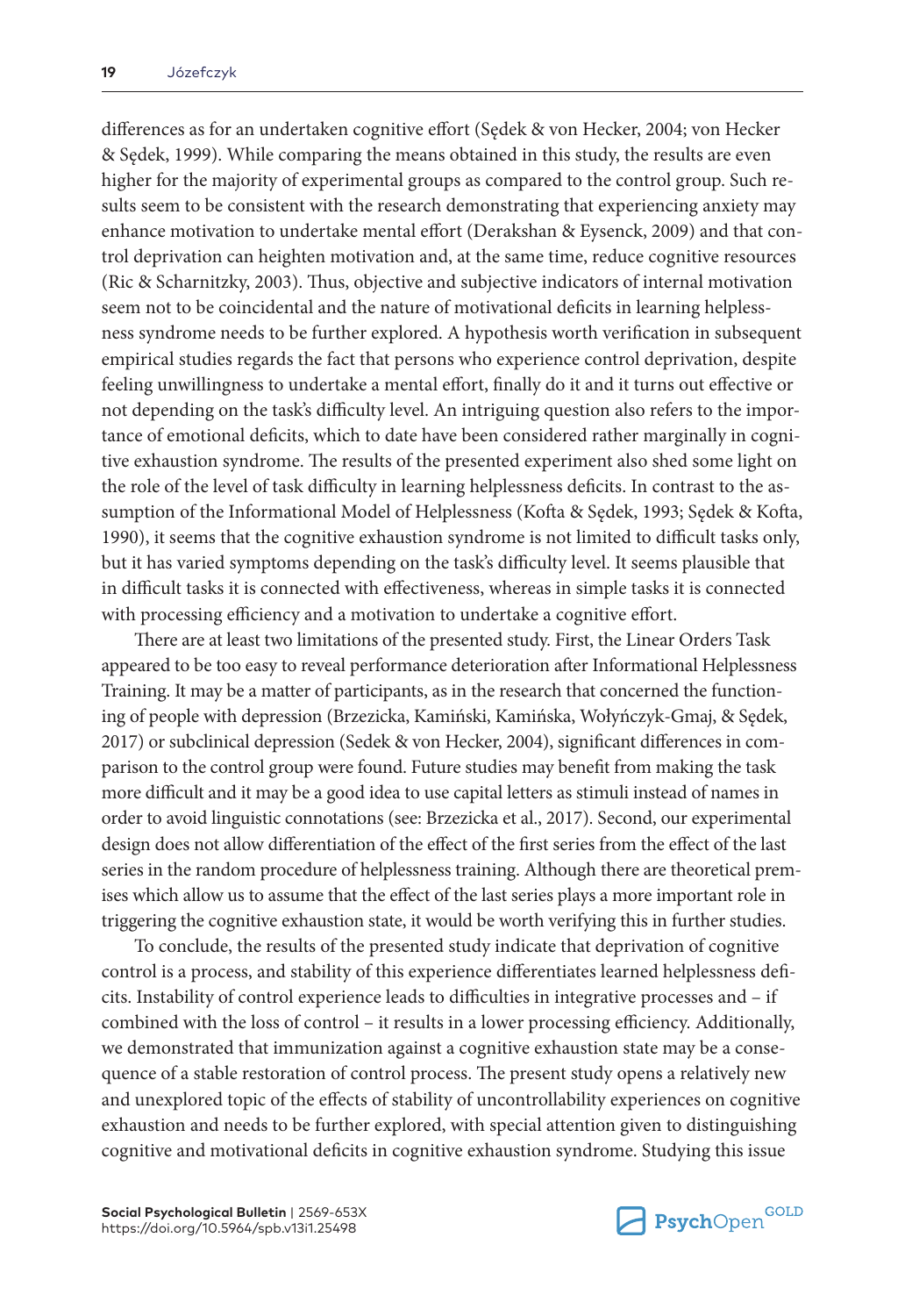differences as for an undertaken cognitive effort (Sędek & von Hecker, 2004; von Hecker & Sędek, 1999). While comparing the means obtained in this study, the results are even higher for the majority of experimental groups as compared to the control group. Such results seem to be consistent with the research demonstrating that experiencing anxiety may enhance motivation to undertake mental effort (Derakshan & Eysenck, 2009) and that control deprivation can heighten motivation and, at the same time, reduce cognitive resources (Ric & Scharnitzky, 2003). Thus, objective and subjective indicators of internal motivation seem not to be coincidental and the nature of motivational deficits in learning helplessness syndrome needs to be further explored. A hypothesis worth verification in subsequent empirical studies regards the fact that persons who experience control deprivation, despite feeling unwillingness to undertake a mental effort, finally do it and it turns out effective or not depending on the task's difficulty level. An intriguing question also refers to the importance of emotional deficits, which to date have been considered rather marginally in cognitive exhaustion syndrome. The results of the presented experiment also shed some light on the role of the level of task difficulty in learning helplessness deficits. In contrast to the assumption of the Informational Model of Helplessness (Kofta & Sędek, 1993; Sędek & Kofta, 1990), it seems that the cognitive exhaustion syndrome is not limited to difficult tasks only, but it has varied symptoms depending on the task's difficulty level. It seems plausible that in difficult tasks it is connected with effectiveness, whereas in simple tasks it is connected with processing efficiency and a motivation to undertake a cognitive effort.

There are at least two limitations of the presented study. First, the Linear Orders Task appeared to be too easy to reveal performance deterioration after Informational Helplessness Training. It may be a matter of participants, as in the research that concerned the functioning of people with depression (Brzezicka, Kamiński, Kamińska, Wołyńczyk-Gmaj, & Sędek, 2017) or subclinical depression (Sedek & von Hecker, 2004), significant differences in comparison to the control group were found. Future studies may benefit from making the task more difficult and it may be a good idea to use capital letters as stimuli instead of names in order to avoid linguistic connotations (see: Brzezicka et al., 2017). Second, our experimental design does not allow differentiation of the effect of the first series from the effect of the last series in the random procedure of helplessness training. Although there are theoretical premises which allow us to assume that the effect of the last series plays a more important role in triggering the cognitive exhaustion state, it would be worth verifying this in further studies.

To conclude, the results of the presented study indicate that deprivation of cognitive control is a process, and stability of this experience differentiates learned helplessness deficits. Instability of control experience leads to difficulties in integrative processes and – if combined with the loss of control – it results in a lower processing efficiency. Additionally, we demonstrated that immunization against a cognitive exhaustion state may be a consequence of a stable restoration of control process. The present study opens a relatively new and unexplored topic of the effects of stability of uncontrollability experiences on cognitive exhaustion and needs to be further explored, with special attention given to distinguishing cognitive and motivational deficits in cognitive exhaustion syndrome. Studying this issue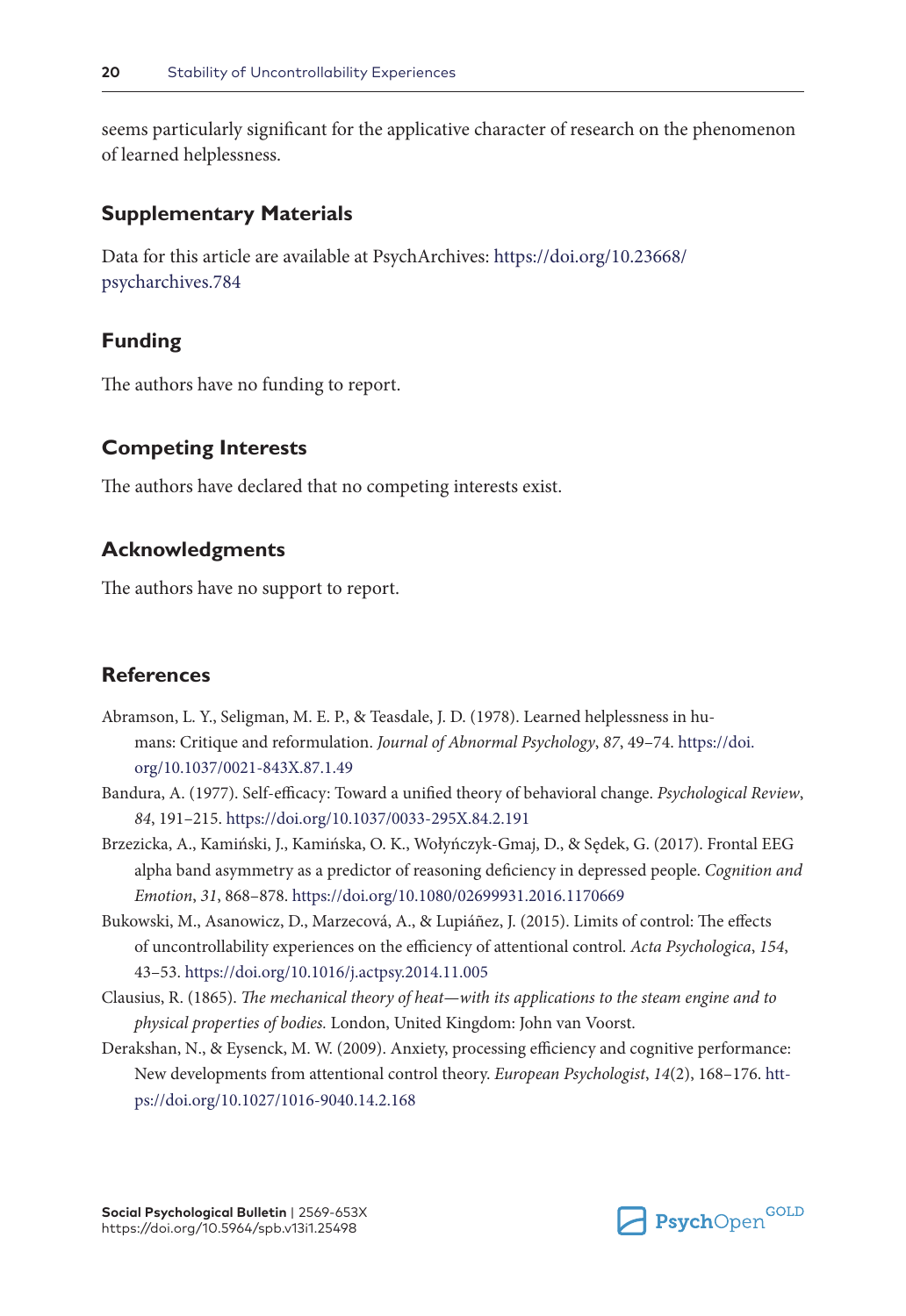seems particularly significant for the applicative character of research on the phenomenon of learned helplessness.

## Supplementary Materials

Data for this article are available at PsychArchives: https://doi.org/10.23668/psycharchives.784

## Funding

The authors have no funding to report.

## Competing Interests

The authors have declared that no competing interests exist.

## Acknowledgments

The authors have no support to report.

## References

Abramson, L. Y., Seligman, M. E. P., & Teasdale, J. D. (1978). Learned helplessness in humans: Critique and reformulation. *Journal of Abnormal Psychology*, *87*, 49–74. https://doi.org/10.1037/0021-843X.87.1.49

Bandura, A. (1977). Self-efficacy: Toward a unified theory of behavioral change. *Psychological Review*, *84*, 191–215. https://doi.org/10.1037/0033-295X.84.2.191

Brzezicka, A., Kamiński, J., Kamińska, O. K., Wołyńczyk-Gmaj, D., & Sędek, G. (2017). Frontal EEG alpha band asymmetry as a predictor of reasoning deficiency in depressed people. *Cognition and Emotion*, *31*, 868–878. https://doi.org/10.1080/02699931.2016.1170669

Bukowski, M., Asanowicz, D., Marzecová, A., & Lupiáñez, J. (2015). Limits of control: The effects of uncontrollability experiences on the efficiency of attentional control. *Acta Psychologica*, *154*, 43–53. https://doi.org/10.1016/j.actpsy.2014.11.005

Clausius, R. (1865). *The mechanical theory of heat—with its applications to the steam engine and to physical properties of bodies.* London, United Kingdom: John van Voorst.

Derakshan, N., & Eysenck, M. W. (2009). Anxiety, processing efficiency and cognitive performance: New developments from attentional control theory. *European Psychologist*, *14*(2), 168–176. https://doi.org/10.1027/1016-9040.14.2.168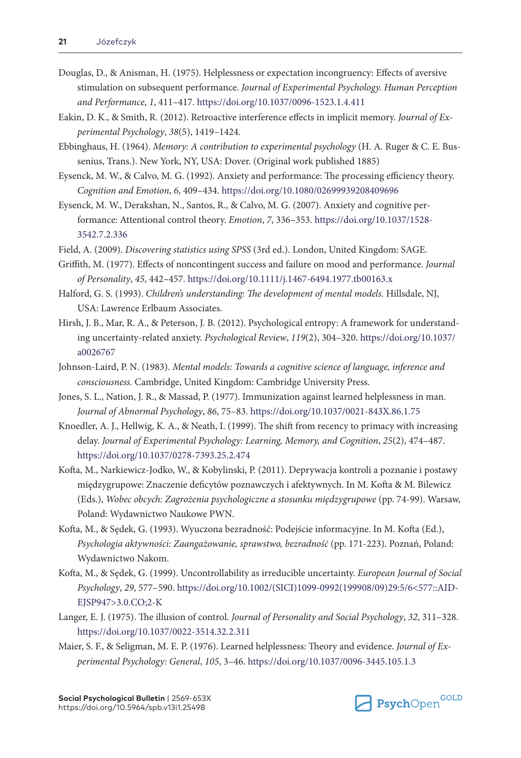Douglas, D., & Anisman, H. (1975). Helplessness or expectation incongruency: Effects of aversive stimulation on subsequent performance. *Journal of Experimental Psychology. Human Perception and Performance*, *1*, 411–417. https://doi.org/10.1037/0096-1523.1.4.411

Eakin, D. K., & Smith, R. (2012). Retroactive interference effects in implicit memory. *Journal of Experimental Psychology*, *38*(5), 1419–1424.

Ebbinghaus, H. (1964). *Memory: A contribution to experimental psychology* (H. A. Ruger & C. E. Bussenius, Trans.). New York, NY, USA: Dover. (Original work published 1885)

Eysenck, M. W., & Calvo, M. G. (1992). Anxiety and performance: The processing efficiency theory. *Cognition and Emotion*, *6*, 409–434. https://doi.org/10.1080/02699939208409696

Eysenck, M. W., Derakshan, N., Santos, R., & Calvo, M. G. (2007). Anxiety and cognitive performance: Attentional control theory. *Emotion*, *7*, 336–353. https://doi.org/10.1037/1528-3542.7.2.336

Field, A. (2009). *Discovering statistics using SPSS* (3rd ed.). London, United Kingdom: SAGE.

Griffith, M. (1977). Effects of noncontingent success and failure on mood and performance. *Journal of Personality*, *45*, 442–457. https://doi.org/10.1111/j.1467-6494.1977.tb00163.x

Halford, G. S. (1993). *Children's understanding: The development of mental models.* Hillsdale, NJ, USA: Lawrence Erlbaum Associates.

Hirsh, J. B., Mar, R. A., & Peterson, J. B. (2012). Psychological entropy: A framework for understanding uncertainty-related anxiety. *Psychological Review*, *119*(2), 304–320. https://doi.org/10.1037/a0026767

Johnson-Laird, P. N. (1983). *Mental models: Towards a cognitive science of language, inference and consciousness.* Cambridge, United Kingdom: Cambridge University Press.

Jones, S. L., Nation, J. R., & Massad, P. (1977). Immunization against learned helplessness in man. *Journal of Abnormal Psychology*, *86*, 75–83. https://doi.org/10.1037/0021-843X.86.1.75

Knoedler, A. J., Hellwig, K. A., & Neath, I. (1999). The shift from recency to primacy with increasing delay. *Journal of Experimental Psychology: Learning, Memory, and Cognition*, *25*(2), 474–487. https://doi.org/10.1037/0278-7393.25.2.474

Kofta, M., Narkiewicz-Jodko, W., & Kobylinski, P. (2011). Deprywacja kontroli a poznanie i postawy międzygrupowe: Znaczenie deficytów poznawczych i afektywnych. In M. Kofta & M. Bilewicz (Eds.), *Wobec obcych: Zagrożenia psychologiczne a stosunku międzygrupowe* (pp. 74-99). Warsaw, Poland: Wydawnictwo Naukowe PWN.

Kofta, M., & Sędek, G. (1993). Wyuczona bezradność: Podejście informacyjne. In M. Kofta (Ed.), *Psychologia aktywności: Zaangażowanie, sprawstwo, bezradność* (pp. 171-223). Poznań, Poland: Wydawnictwo Nakom.

Kofta, M., & Sędek, G. (1999). Uncontrollability as irreducible uncertainty. *European Journal of Social Psychology*, *29*, 577–590. https://doi.org/10.1002/(SICI)1099-0992(199908/09)29:5/6<577::AID-EJSP947>3.0.CO;2-K

Langer, E. J. (1975). The illusion of control. *Journal of Personality and Social Psychology*, *32*, 311–328. https://doi.org/10.1037/0022-3514.32.2.311

Maier, S. F., & Seligman, M. E. P. (1976). Learned helplessness: Theory and evidence. *Journal of Experimental Psychology: General*, *105*, 3–46. https://doi.org/10.1037/0096-3445.105.1.3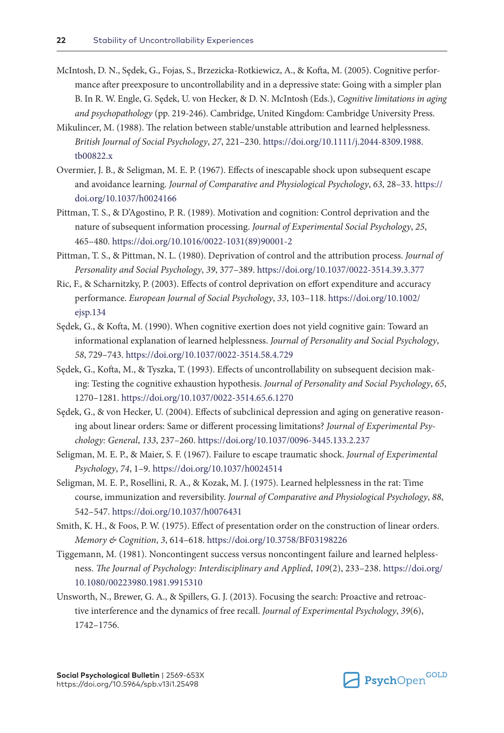McIntosh, D. N., Sędek, G., Fojas, S., Brzezicka-Rotkiewicz, A., & Kofta, M. (2005). Cognitive performance after preexposure to uncontrollability and in a depressive state: Going with a simpler plan B. In R. W. Engle, G. Sędek, U. von Hecker, & D. N. McIntosh (Eds.), *Cognitive limitations in aging and psychopathology* (pp. 219-246). Cambridge, United Kingdom: Cambridge University Press.

Mikulincer, M. (1988). The relation between stable/unstable attribution and learned helplessness. *British Journal of Social Psychology*, *27*, 221–230. https://doi.org/10.1111/j.2044-8309.1988.tb00822.x

Overmier, J. B., & Seligman, M. E. P. (1967). Effects of inescapable shock upon subsequent escape and avoidance learning. *Journal of Comparative and Physiological Psychology*, *63*, 28–33. https://doi.org/10.1037/h0024166

Pittman, T. S., & D'Agostino, P. R. (1989). Motivation and cognition: Control deprivation and the nature of subsequent information processing. *Journal of Experimental Social Psychology*, *25*, 465–480. https://doi.org/10.1016/0022-1031(89)90001-2

Pittman, T. S., & Pittman, N. L. (1980). Deprivation of control and the attribution process. *Journal of Personality and Social Psychology*, *39*, 377–389. https://doi.org/10.1037/0022-3514.39.3.377

Ric, F., & Scharnitzky, P. (2003). Effects of control deprivation on effort expenditure and accuracy performance. *European Journal of Social Psychology*, *33*, 103–118. https://doi.org/10.1002/ejsp.134

Sędek, G., & Kofta, M. (1990). When cognitive exertion does not yield cognitive gain: Toward an informational explanation of learned helplessness. *Journal of Personality and Social Psychology*, *58*, 729–743. https://doi.org/10.1037/0022-3514.58.4.729

Sędek, G., Kofta, M., & Tyszka, T. (1993). Effects of uncontrollability on subsequent decision making: Testing the cognitive exhaustion hypothesis. *Journal of Personality and Social Psychology*, *65*, 1270–1281. https://doi.org/10.1037/0022-3514.65.6.1270

Sędek, G., & von Hecker, U. (2004). Effects of subclinical depression and aging on generative reasoning about linear orders: Same or different processing limitations? *Journal of Experimental Psychology: General*, *133*, 237–260. https://doi.org/10.1037/0096-3445.133.2.237

Seligman, M. E. P., & Maier, S. F. (1967). Failure to escape traumatic shock. *Journal of Experimental Psychology*, *74*, 1–9. https://doi.org/10.1037/h0024514

Seligman, M. E. P., Rosellini, R. A., & Kozak, M. J. (1975). Learned helplessness in the rat: Time course, immunization and reversibility. *Journal of Comparative and Physiological Psychology*, *88*, 542–547. https://doi.org/10.1037/h0076431

Smith, K. H., & Foos, P. W. (1975). Effect of presentation order on the construction of linear orders. *Memory & Cognition*, *3*, 614–618. https://doi.org/10.3758/BF03198226

Tiggemann, M. (1981). Noncontingent success versus noncontingent failure and learned helplessness. *The Journal of Psychology: Interdisciplinary and Applied*, *109*(2), 233–238. https://doi.org/10.1080/00223980.1981.9915310

Unsworth, N., Brewer, G. A., & Spillers, G. J. (2013). Focusing the search: Proactive and retroactive interference and the dynamics of free recall. *Journal of Experimental Psychology*, *39*(6), 1742–1756.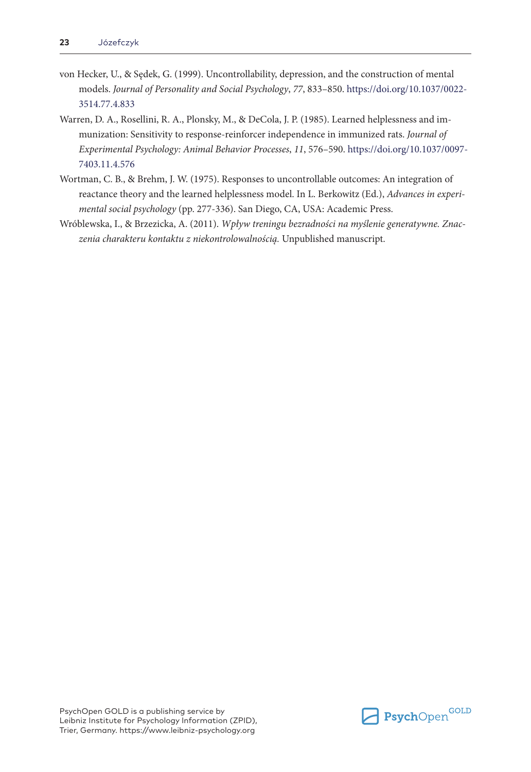von Hecker, U., & Sędek, G. (1999). Uncontrollability, depression, and the construction of mental models. *Journal of Personality and Social Psychology*, *77*, 833–850. https://doi.org/10.1037/0022-3514.77.4.833

Warren, D. A., Rosellini, R. A., Plonsky, M., & DeCola, J. P. (1985). Learned helplessness and immunization: Sensitivity to response-reinforcer independence in immunized rats. *Journal of Experimental Psychology: Animal Behavior Processes*, *11*, 576–590. https://doi.org/10.1037/0097-7403.11.4.576

Wortman, C. B., & Brehm, J. W. (1975). Responses to uncontrollable outcomes: An integration of reactance theory and the learned helplessness model. In L. Berkowitz (Ed.), *Advances in experimental social psychology* (pp. 277-336). San Diego, CA, USA: Academic Press.

Wróblewska, I., & Brzezicka, A. (2011). *Wpływ treningu bezradności na myślenie generatywne. Znaczenia charakteru kontaktu z niekontrolowalnością.* Unpublished manuscript.